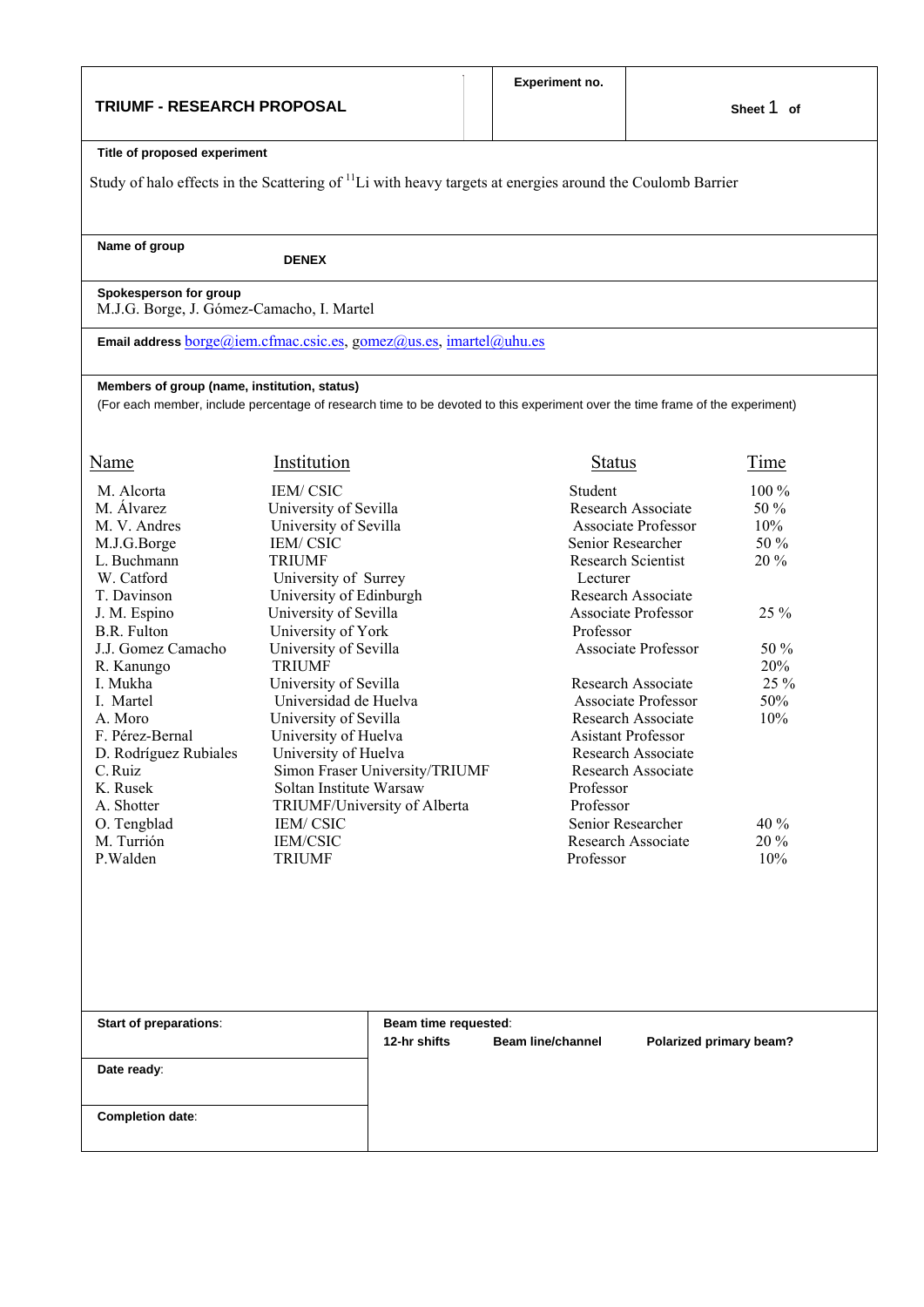**TRIUMF - RESEARCH PROPOSAL**

**Experiment no.**

**Sheet** 1 **of**

**Title of proposed experiment**

Study of halo effects in the Scattering of $^{11}$Li with heavy targets at energies around the Coulomb Barrier

**Name of group**

**DENEX**

**Spokesperson for group**

M.J.G. Borge, J. Gómez-Camacho, I. Martel

**Email address** borge@iem.cfmac.csic.es, gomez@us.es, imartel@uhu.es

**Members of group (name, institution, status)**

(For each member, include percentage of research time to be devoted to this experiment over the time frame of the experiment)

| Name | Institution | Status | Time |
|---|---|---|---|
| M. Alcorta | IEM/ CSIC | Student | 100 % |
| M. Álvarez | University of Sevilla | Research Associate | 50 % |
| M. V. Andres | University of Sevilla | Associate Professor | 10% |
| M.J.G.Borge | IEM/ CSIC | Senior Researcher | 50 % |
| L. Buchmann | TRIUMF | Research Scientist | 20 % |
| W. Catford | University of Surrey | Lecturer | |
| T. Davinson | University of Edinburgh | Research Associate | |
| J. M. Espino | University of Sevilla | Associate Professor | 25 % |
| B.R. Fulton | University of York | Professor | |
| J.J. Gomez Camacho | University of Sevilla | Associate Professor | 50 % |
| R. Kanungo | TRIUMF | | 20% |
| I. Mukha | University of Sevilla | Research Associate | 25 % |
| I. Martel | Universidad de Huelva | Associate Professor | 50% |
| A. Moro | University of Sevilla | Research Associate | 10% |
| F. Pérez-Bernal | University of Huelva | Asistant Professor | |
| D. Rodríguez Rubiales | University of Huelva | Research Associate | |
| C. Ruiz | Simon Fraser University/TRIUMF | Research Associate | |
| K. Rusek | Soltan Institute Warsaw | Professor | |
| A. Shotter | TRIUMF/University of Alberta | Professor | |
| O. Tengblad | IEM/ CSIC | Senior Researcher | 40 % |
| M. Turrión | IEM/CSIC | Research Associate | 20 % |
| P.Walden | TRIUMF | Professor | 10% |

**Start of preparations**:

**Date ready**:

**Completion date**:

**Beam time requested**:

| 12-hr shifts | Beam line/channel | Polarized primary beam? |
|---|---|---|
| | | |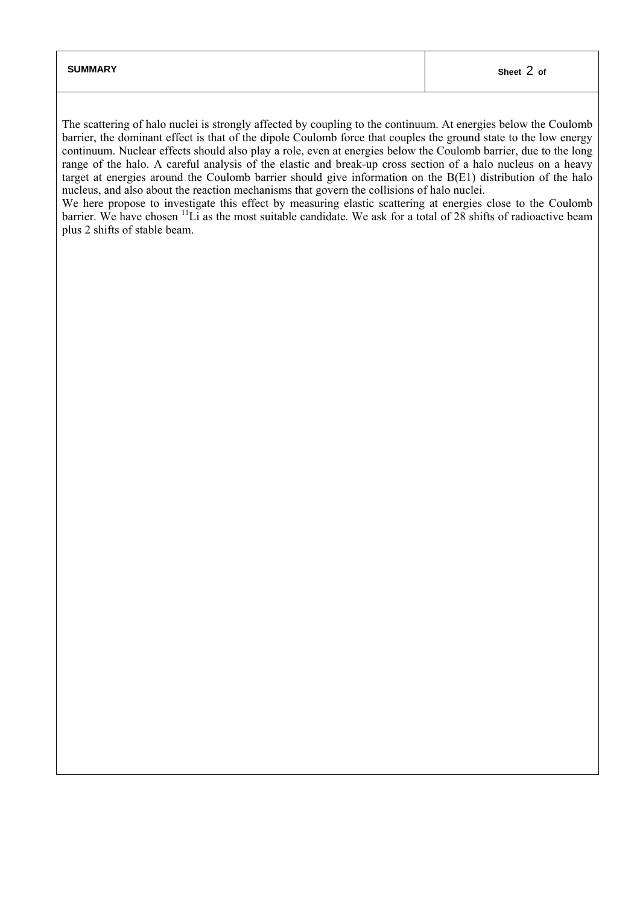**SUMMARY**

The scattering of halo nuclei is strongly affected by coupling to the continuum. At energies below the Coulomb barrier, the dominant effect is that of the dipole Coulomb force that couples the ground state to the low energy continuum. Nuclear effects should also play a role, even at energies below the Coulomb barrier, due to the long range of the halo. A careful analysis of the elastic and break-up cross section of a halo nucleus on a heavy target at energies around the Coulomb barrier should give information on the B(E1) distribution of the halo nucleus, and also about the reaction mechanisms that govern the collisions of halo nuclei.

We here propose to investigate this effect by measuring elastic scattering at energies close to the Coulomb barrier. We have chosen $^{11}$Li as the most suitable candidate. We ask for a total of 28 shifts of radioactive beam plus 2 shifts of stable beam.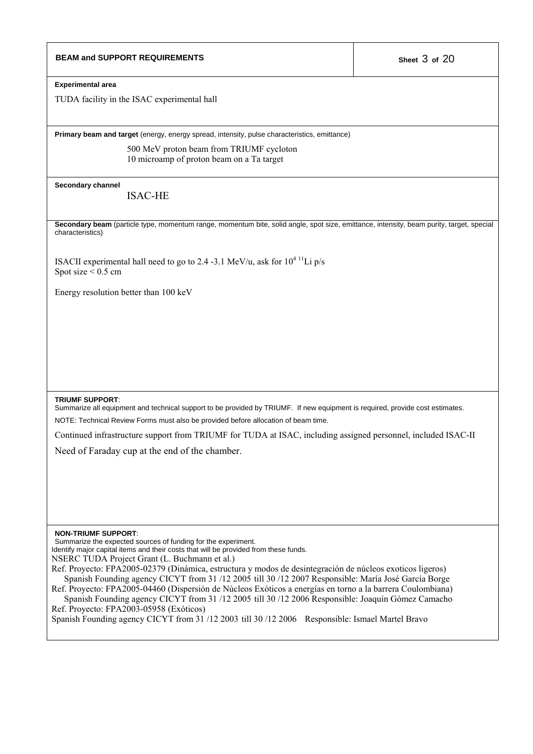## BEAM and SUPPORT REQUIREMENTS

**Experimental area**

TUDA facility in the ISAC experimental hall

**Primary beam and target** (energy, energy spread, intensity, pulse characteristics, emittance)

500 MeV proton beam from TRIUMF cycloton
10 microamp of proton beam on a Ta target

**Secondary channel**

ISAC-HE

**Secondary beam** (particle type, momentum range, momentum bite, solid angle, spot size, emittance, intensity, beam purity, target, special characteristics)

ISACII experimental hall need to go to 2.4 -3.1 MeV/u, ask for $10^4$ $^{11}$Li p/s
Spot size < 0.5 cm

Energy resolution better than 100 keV

**TRIUMF SUPPORT**:
Summarize all equipment and technical support to be provided by TRIUMF. If new equipment is required, provide cost estimates.

NOTE: Technical Review Forms must also be provided before allocation of beam time.

Continued infrastructure support from TRIUMF for TUDA at ISAC, including assigned personnel, included ISAC-II

Need of Faraday cup at the end of the chamber.

**NON-TRIUMF SUPPORT**:
Summarize the expected sources of funding for the experiment.
Identify major capital items and their costs that will be provided from these funds.

NSERC TUDA Project Grant (L. Buchmann et al.)
Ref. Proyecto: FPA2005-02379 (Dinámica, estructura y modos de desintegración de núcleos exoticos ligeros)
Spanish Founding agency CICYT from 31 /12 2005 till 30 /12 2007 Responsible: María José García Borge
Ref. Proyecto: FPA2005-04460 (Dispersión de Núcleos Exóticos a energías en torno a la barrera Coulombiana)
Spanish Founding agency CICYT from 31 /12 2005 till 30 /12 2006 Responsible: Joaquín Gómez Camacho
Ref. Proyecto: FPA2003-05958 (Exóticos)
Spanish Founding agency CICYT from 31 /12 2003 till 30 /12 2006 Responsible: Ismael Martel Bravo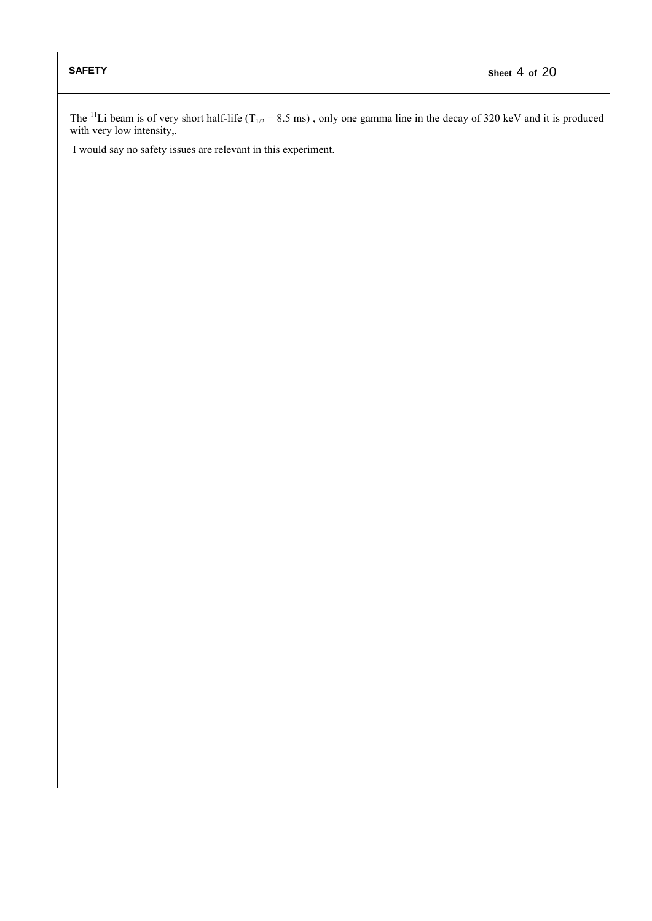## SAFETY

The $^{11}$Li beam is of very short half-life ($T_{1/2}$ = 8.5 ms) , only one gamma line in the decay of 320 keV and it is produced with very low intensity,.

I would say no safety issues are relevant in this experiment.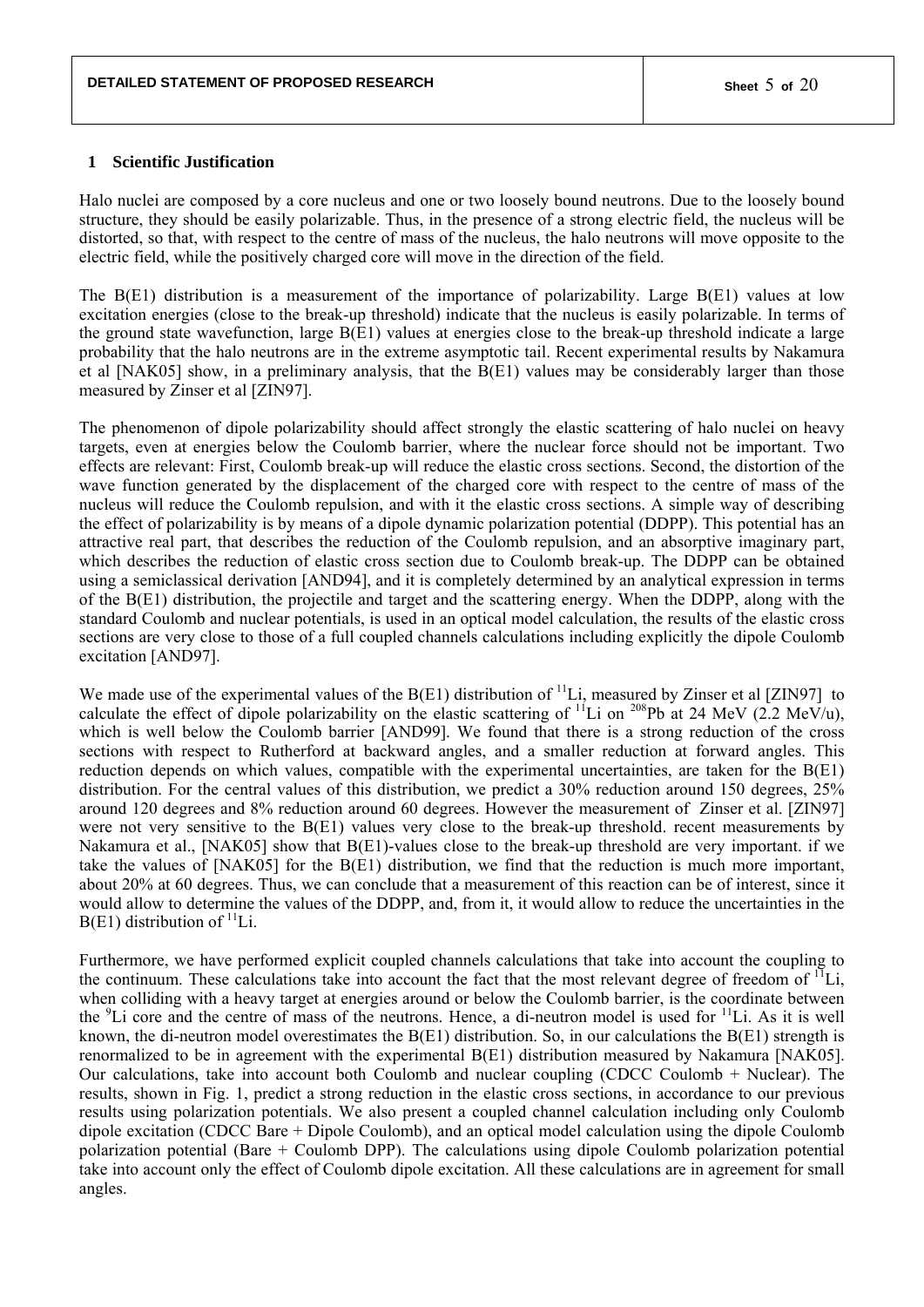## 1 Scientific Justification

Halo nuclei are composed by a core nucleus and one or two loosely bound neutrons. Due to the loosely bound structure, they should be easily polarizable. Thus, in the presence of a strong electric field, the nucleus will be distorted, so that, with respect to the centre of mass of the nucleus, the halo neutrons will move opposite to the electric field, while the positively charged core will move in the direction of the field.

The B(E1) distribution is a measurement of the importance of polarizability. Large B(E1) values at low excitation energies (close to the break-up threshold) indicate that the nucleus is easily polarizable. In terms of the ground state wavefunction, large B(E1) values at energies close to the break-up threshold indicate a large probability that the halo neutrons are in the extreme asymptotic tail. Recent experimental results by Nakamura et al [NAK05] show, in a preliminary analysis, that the B(E1) values may be considerably larger than those measured by Zinser et al [ZIN97].

The phenomenon of dipole polarizability should affect strongly the elastic scattering of halo nuclei on heavy targets, even at energies below the Coulomb barrier, where the nuclear force should not be important. Two effects are relevant: First, Coulomb break-up will reduce the elastic cross sections. Second, the distortion of the wave function generated by the displacement of the charged core with respect to the centre of mass of the nucleus will reduce the Coulomb repulsion, and with it the elastic cross sections. A simple way of describing the effect of polarizability is by means of a dipole dynamic polarization potential (DDPP). This potential has an attractive real part, that describes the reduction of the Coulomb repulsion, and an absorptive imaginary part, which describes the reduction of elastic cross section due to Coulomb break-up. The DDPP can be obtained using a semiclassical derivation [AND94], and it is completely determined by an analytical expression in terms of the B(E1) distribution, the projectile and target and the scattering energy. When the DDPP, along with the standard Coulomb and nuclear potentials, is used in an optical model calculation, the results of the elastic cross sections are very close to those of a full coupled channels calculations including explicitly the dipole Coulomb excitation [AND97].

We made use of the experimental values of the B(E1) distribution of $^{11}Li$, measured by Zinser et al [ZIN97] to calculate the effect of dipole polarizability on the elastic scattering of $^{11}Li$ on $^{208}Pb$ at 24 MeV (2.2 MeV/u), which is well below the Coulomb barrier [AND99]. We found that there is a strong reduction of the cross sections with respect to Rutherford at backward angles, and a smaller reduction at forward angles. This reduction depends on which values, compatible with the experimental uncertainties, are taken for the B(E1) distribution. For the central values of this distribution, we predict a 30% reduction around 150 degrees, 25% around 120 degrees and 8% reduction around 60 degrees. However the measurement of Zinser et al. [ZIN97] were not very sensitive to the B(E1) values very close to the break-up threshold. recent measurements by Nakamura et al., [NAK05] show that B(E1)-values close to the break-up threshold are very important. if we take the values of [NAK05] for the B(E1) distribution, we find that the reduction is much more importante, about 20% at 60 degrees. Thus, we can conclude that a measurement of this reaction can be of interest, since it would allow to determine the values of the DDPP, and, from it, it would allow to reduce the uncertainties in the B(E1) distribution of $^{11}Li$.

Furthermore, we have performed explicit coupled channels calculations that take into account the coupling to the continuum. These calculations take into account the fact that the most relevant degree of freedom of $^{11}Li$, when colliding with a heavy target at energies around or below the Coulomb barrier, is the coordinate between the $^{9}Li$ core and the centre of mass of the neutrons. Hence, a di-neutron model is used for $^{11}Li$. As it is well known, the di-neutron model overestimates the B(E1) distribution. So, in our calculations the B(E1) strength is renormalized to be in agreement with the experimental B(E1) distribution measured by Nakamura [NAK05]. Our calculations, take into account both Coulomb and nuclear coupling (CDCC Coulomb + Nuclear). The results, shown in Fig. 1, predict a strong reduction in the elastic cross sections, in accordance to our previous results using polarization potentials. We also present a coupled channel calculation including only Coulomb dipole excitation (CDCC Bare + Dipole Coulomb), and an optical model calculation using the dipole Coulomb polarization potential (Bare + Coulomb DPP). The calculations using dipole Coulomb polarization potential take into account only the effect of Coulomb dipole excitation. All these calculations are in agreement for small angles.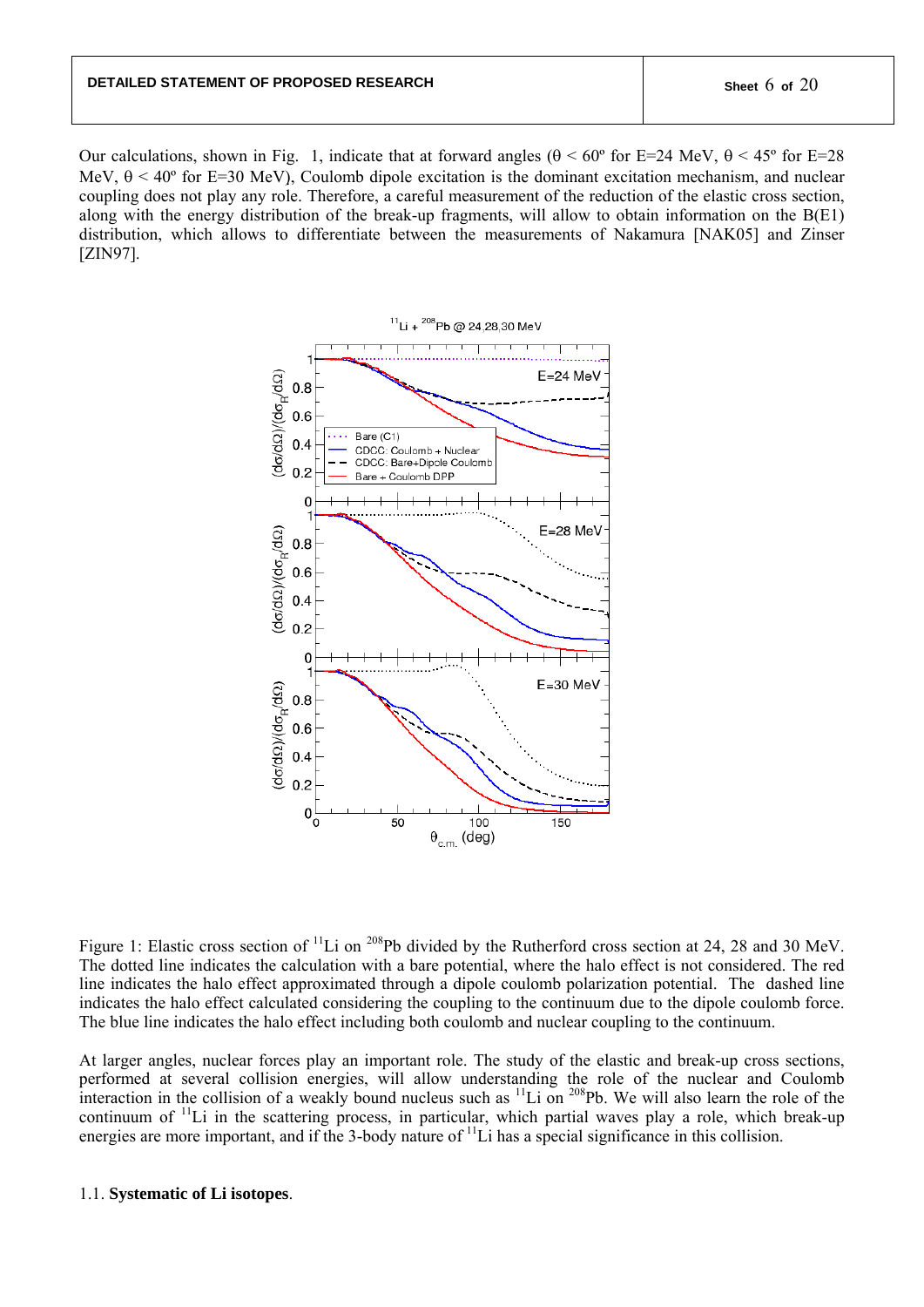Our calculations, shown in Fig. 1, indicate that at forward angles ($\theta < 60º$ for E=24 MeV, $\theta < 45º$ for E=28 MeV, $\theta < 40º$ for E=30 MeV), Coulomb dipole excitation is the dominant excitation mechanism, and nuclear coupling does not play any role. Therefore, a careful measurement of the reduction of the elastic cross section, along with the energy distribution of the break-up fragments, will allow to obtain information on the B(E1) distribution, which allows to differentiate between the measurements of Nakamura [NAK05] and Zinser [ZIN97].

$^{11}$Li + $^{208}$Pb @ 24,28,30 MeV

E=24 MeV

E=28 MeV

E=30 MeV

Bare (C1)

CDCC: Coulomb + Nuclear

CDCC: Bare+Dipole Coulomb

Bare + Coulomb DPP

$(d\sigma/d\Omega)/(d\sigma_R/d\Omega)$

$\theta_{c.m.}$ (deg)

0, 0.2, 0.4, 0.6, 0.8, 1

0, 50, 100, 150

Figure 1: Elastic cross section of $^{11}$Li on $^{208}$Pb divided by the Rutherford cross section at 24, 28 and 30 MeV. The dotted line indicates the calculation with a bare potential, where the halo effect is not considered. The red line indicates the halo effect approximated through a dipole coulomb polarization potential. The dashed line indicates the halo effect calculated considering the coupling to the continuum due to the dipole coulomb force. The blue line indicates the halo effect including both coulomb and nuclear coupling to the continuum.

At larger angles, nuclear forces play an important role. The study of the elastic and break-up cross sections, performed at several collision energies, will allow understanding the role of the nuclear and Coulomb interaction in the collision of a weakly bound nucleus such as $^{11}$Li on $^{208}$Pb. We will also learn the role of the continuum of $^{11}$Li in the scattering process, in particular, which partial waves play a role, which break-up energies are more important, and if the 3-body nature of $^{11}$Li has a special significance in this collision.

1.1. **Systematic of Li isotopes**.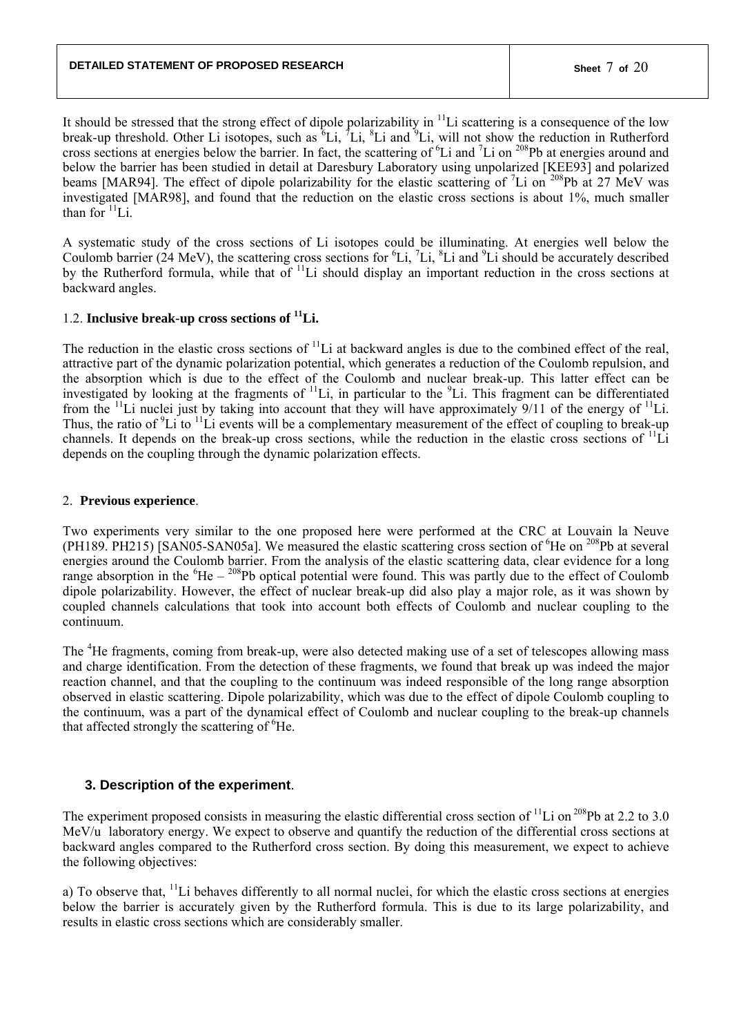It should be stressed that the strong effect of dipole polarizability in $^{11}$Li scattering is a consequence of the low break-up threshold. Other Li isotopes, such as $^{6}$Li, $^{7}$Li, $^{8}$Li and $^{9}$Li, will not show the reduction in Rutherford cross sections at energies below the barrier. In fact, the scattering of $^{6}$Li and $^{7}$Li on $^{208}$Pb at energies around and below the barrier has been studied in detail at Daresbury Laboratory using unpolarized [KEE93] and polarized beams [MAR94]. The effect of dipole polarizability for the elastic scattering of $^{7}$Li on $^{208}$Pb at 27 MeV was investigated [MAR98], and found that the reduction on the elastic cross sections is about 1%, much smaller than for $^{11}$Li.

A systematic study of the cross sections of Li isotopes could be illuminating. At energies well below the Coulomb barrier (24 MeV), the scattering cross sections for $^{6}$Li, $^{7}$Li, $^{8}$Li and $^{9}$Li should be accurately described by the Rutherford formula, while that of $^{11}$Li should display an important reduction in the cross sections at backward angles.

### 1.2. **Inclusive break-up cross sections of $^{11}$Li.**

The reduction in the elastic cross sections of $^{11}$Li at backward angles is due to the combined effect of the real, attractive part of the dynamic polarization potential, which generates a reduction of the Coulomb repulsion, and the absorption which is due to the effect of the Coulomb and nuclear break-up. This latter effect can be investigated by looking at the fragments of $^{11}$Li, in particular to the $^{9}$Li. This fragment can be differentiated from the $^{11}$Li nuclei just by taking into account that they will have approximately 9/11 of the energy of $^{11}$Li. Thus, the ratio of $^{9}$Li to $^{11}$Li events will be a complementary measurement of the effect of coupling to break-up channels. It depends on the break-up cross sections, while the reduction in the elastic cross sections of $^{11}$Li depends on the coupling through the dynamic polarization effects.

## 2. **Previous experience**.

Two experiments very similar to the one proposed here were performed at the CRC at Louvain la Neuve (PH189. PH215) [SAN05-SAN05a]. We measured the elastic scattering cross section of $^{6}$He on $^{208}$Pb at several energies around the Coulomb barrier. From the analysis of the elastic scattering data, clear evidence for a long range absorption in the $^{6}$He – $^{208}$Pb optical potential were found. This was partly due to the effect of Coulomb dipole polarizability. However, the effect of nuclear break-up did also play a major role, as it was shown by coupled channels calculations that took into account both effects of Coulomb and nuclear coupling to the continuum.

The $^{4}$He fragments, coming from break-up, were also detected making use of a set of telescopes allowing mass and charge identification. From the detection of these fragments, we found that break up was indeed the major reaction channel, and that the coupling to the continuum was indeed responsible of the long range absorption observed in elastic scattering. Dipole polarizability, which was due to the effect of dipole Coulomb coupling to the continuum, was a part of the dynamical effect of Coulomb and nuclear coupling to the break-up channels that affected strongly the scattering of $^{6}$He.

## 3. Description of the experiment.

The experiment proposed consists in measuring the elastic differential cross section of $^{11}$Li on $^{208}$Pb at 2.2 to 3.0 MeV/u laboratory energy. We expect to observe and quantify the reduction of the differential cross sections at backward angles compared to the Rutherford cross section. By doing this measurement, we expect to achieve the following objectives:

a) To observe that, $^{11}$Li behaves differently to all normal nuclei, for which the elastic cross sections at energies below the barrier is accurately given by the Rutherford formula. This is due to its large polarizability, and results in elastic cross sections which are considerably smaller.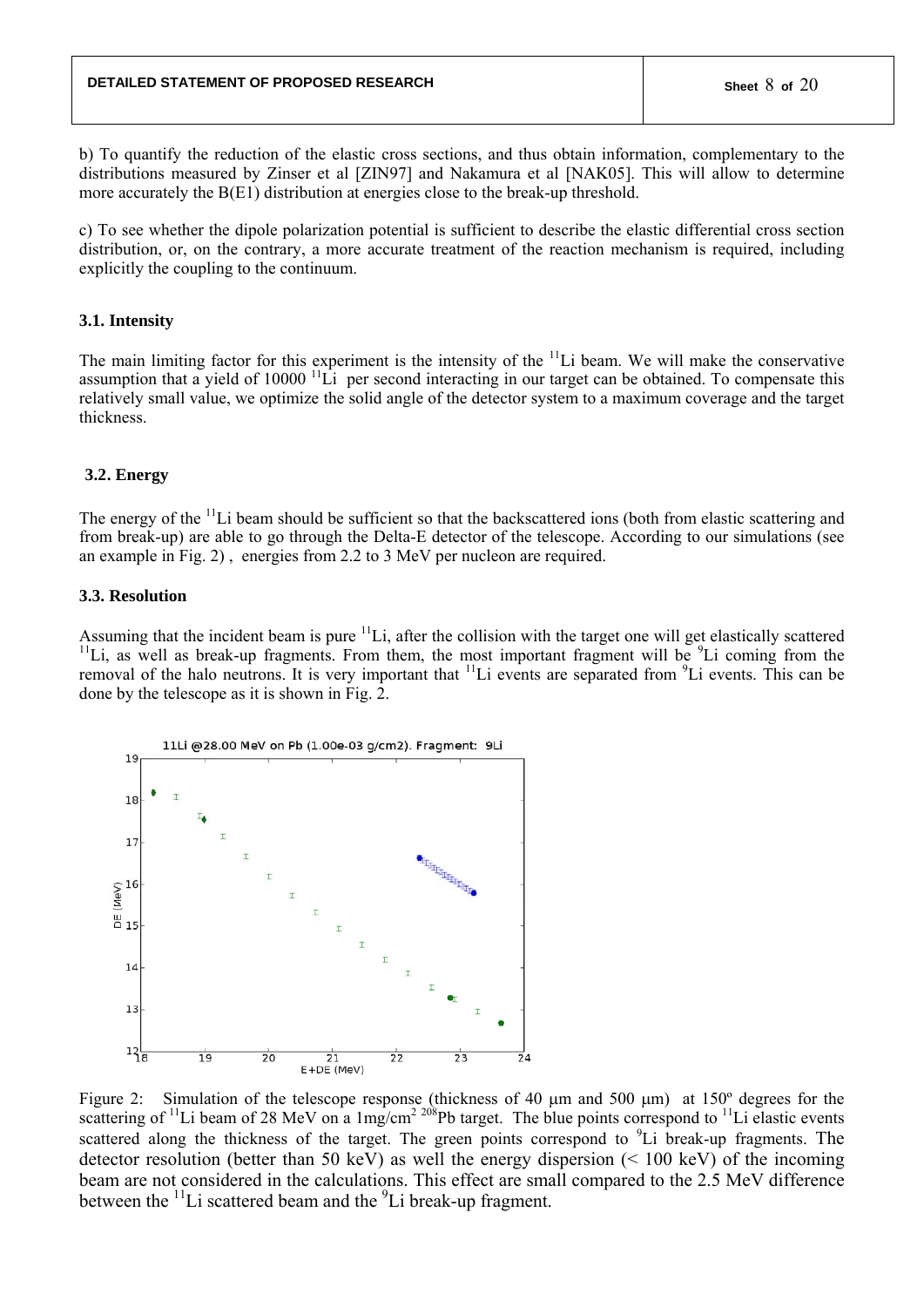b) To quantify the reduction of the elastic cross sections, and thus obtain information, complementary to the distributions measured by Zinser et al [ZIN97] and Nakamura et al [NAK05]. This will allow to determine more accurately the B(E1) distribution at energies close to the break-up threshold.

c) To see whether the dipole polarization potential is sufficient to describe the elastic differential cross section distribution, or, on the contrary, a more accurate treatment of the reaction mechanism is required, including explicitly the coupling to the continuum.

### 3.1. Intensity

The main limiting factor for this experiment is the intensity of the $^{11}$Li beam. We will make the conservative assumption that a yield of 10000 $^{11}$Li per second interacting in our target can be obtained. To compensate this relatively small value, we optimize the solid angle of the detector system to a maximum coverage and the target thickness.

### 3.2. Energy

The energy of the $^{11}$Li beam should be sufficient so that the backscattered ions (both from elastic scattering and from break-up) are able to go through the Delta-E detector of the telescope. According to our simulations (see an example in Fig. 2) , energies from 2.2 to 3 MeV per nucleon are required.

### 3.3. Resolution

Assuming that the incident beam is pure $^{11}$Li, after the collision with the target one will get elastically scattered $^{11}$Li, as well as break-up fragments. From them, the most important fragment will be $^{9}$Li coming from the removal of the halo neutrons. It is very important that $^{11}$Li events are separated from $^{9}$Li events. This can be done by the telescope as it is shown in Fig. 2.

11Li @28.00 MeV on Pb (1.00e-03 g/cm2). Fragment: 9Li

DE (MeV)

E+DE (MeV)

Figure 2: Simulation of the telescope response (thickness of 40 μm and 500 μm) at 150º degrees for the scattering of $^{11}$Li beam of 28 MeV on a 1mg/cm$^{2}$ $^{208}$Pb target. The blue points correspond to $^{11}$Li elastic events scattered along the thickness of the target. The green points correspond to $^{9}$Li break-up fragments. The detector resolution (better than 50 keV) as well the energy dispersion (< 100 keV) of the incoming beam are not considered in the calculations. This effect are small compared to the 2.5 MeV difference between the $^{11}$Li scattered beam and the $^{9}$Li break-up fragment.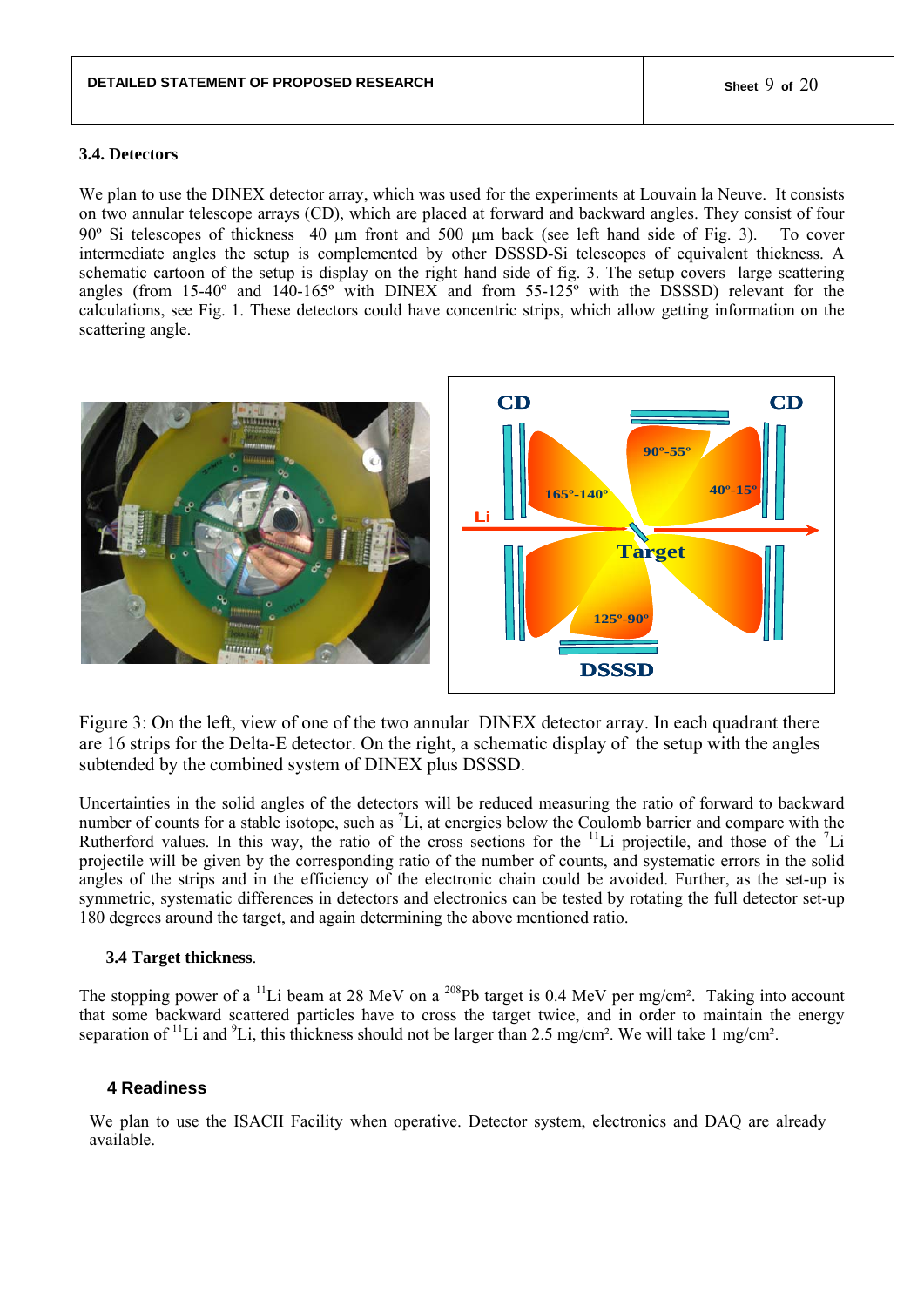### 3.4. Detectors

We plan to use the DINEX detector array, which was used for the experiments at Louvain la Neuve. It consists on two annular telescope arrays (CD), which are placed at forward and backward angles. They consist of four 90º Si telescopes of thickness 40 µm front and 500 µm back (see left hand side of Fig. 3). To cover intermediate angles the setup is complemented by other DSSSD-Si telescopes of equivalent thickness. A schematic cartoon of the setup is display on the right hand side of fig. 3. The setup covers large scattering angles (from 15-40º and 140-165º with DINEX and from 55-125º with the DSSSD) relevant for the calculations, see Fig. 1. These detectors could have concentric strips, which allow getting information on the scattering angle.

CD

CD

90º-55º

165º-140º

40º-15º

Li

Target

125º-90º

DSSSD

Figure 3: On the left, view of one of the two annular DINEX detector array. In each quadrant there are 16 strips for the Delta-E detector. On the right, a schematic display of the setup with the angles subtended by the combined system of DINEX plus DSSSD.

Uncertainties in the solid angles of the detectors will be reduced measuring the ratio of forward to backward number of counts for a stable isotope, such as $^{7}$Li, at energies below the Coulomb barrier and compare with the Rutherford values. In this way, the ratio of the cross sections for the $^{11}$Li projectile, and those of the $^{7}$Li projectile will be given by the corresponding ratio of the number of counts, and systematic errors in the solid angles of the strips and in the efficiency of the electronic chain could be avoided. Further, as the set-up is symmetric, systematic differences in detectors and electronics can be tested by rotating the full detector set-up 180 degrees around the target, and again determining the above mentioned ratio.

### 3.4 Target thickness.

The stopping power of a $^{11}$Li beam at 28 MeV on a $^{208}$Pb target is 0.4 MeV per mg/cm². Taking into account that some backward scattered particles have to cross the target twice, and in order to maintain the energy separation of $^{11}$Li and $^{9}$Li, this thickness should not be larger than 2.5 mg/cm². We will take 1 mg/cm².

## 4 Readiness

We plan to use the ISACII Facility when operative. Detector system, electronics and DAQ are already available.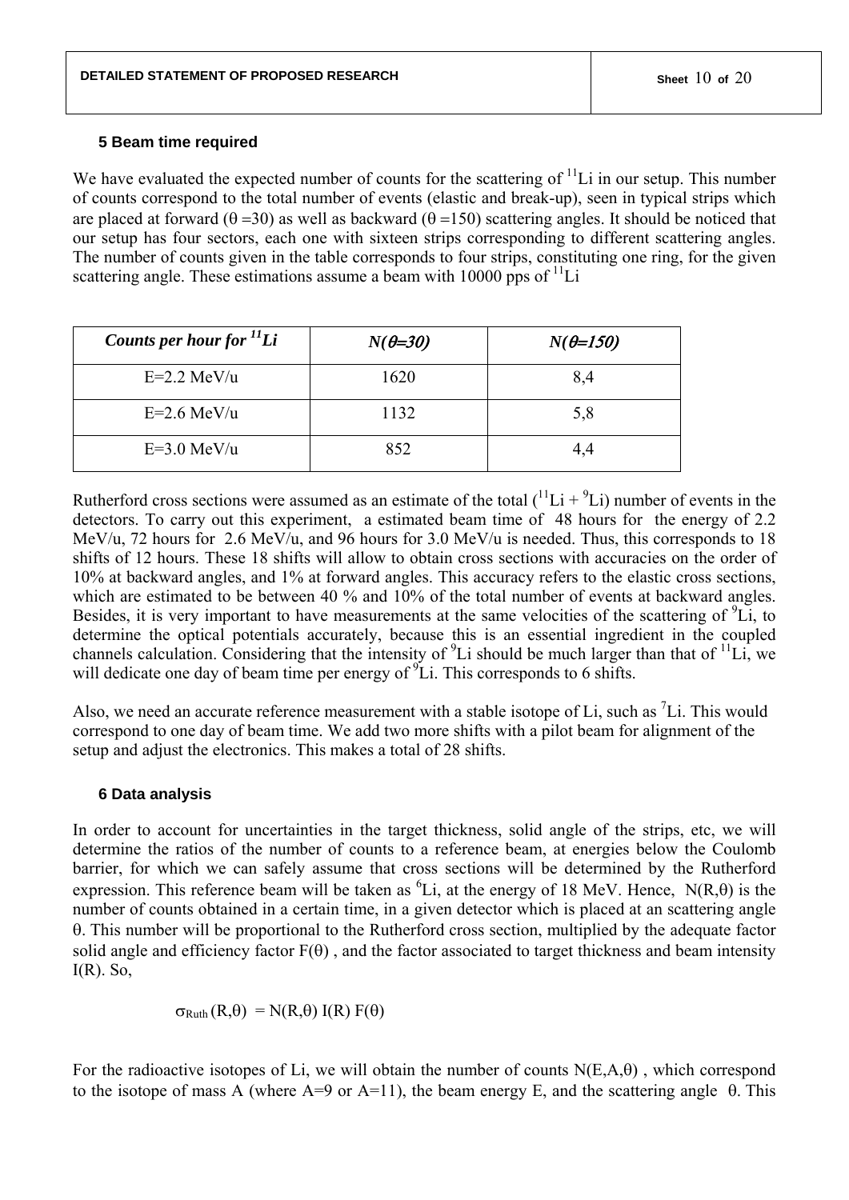## 5 Beam time required

We have evaluated the expected number of counts for the scattering of $^{11}$Li in our setup. This number of counts correspond to the total number of events (elastic and break-up), seen in typical strips which are placed at forward ($\theta$ =30) as well as backward ($\theta$ =150) scattering angles. It should be noticed that our setup has four sectors, each one with sixteen strips corresponding to different scattering angles. The number of counts given in the table corresponds to four strips, constituting one ring, for the given scattering angle. These estimations assume a beam with 10000 pps of $^{11}$Li

| *Counts per hour for $^{11}$Li* | *$N(\theta=30)$* | *$N(\theta=150)$* |
|---|---|---|
| E=2.2 MeV/u | 1620 | 8,4 |
| E=2.6 MeV/u | 1132 | 5,8 |
| E=3.0 MeV/u | 852 | 4,4 |

Rutherford cross sections were assumed as an estimate of the total ($^{11}$Li + $^{9}$Li) number of events in the detectors. To carry out this experiment, a estimated beam time of 48 hours for the energy of 2.2 MeV/u, 72 hours for 2.6 MeV/u, and 96 hours for 3.0 MeV/u is needed. Thus, this corresponds to 18 shifts of 12 hours. These 18 shifts will allow to obtain cross sections with accuracies on the order of 10% at backward angles, and 1% at forward angles. This accuracy refers to the elastic cross sections, which are estimated to be between 40 % and 10% of the total number of events at backward angles. Besides, it is very important to have measurements at the same velocities of the scattering of $^{9}$Li, to determine the optical potentials accurately, because this is an essential ingredient in the coupled channels calculation. Considering that the intensity of $^{9}$Li should be much larger than that of $^{11}$Li, we will dedicate one day of beam time per energy of $^{9}$Li. This corresponds to 6 shifts.

Also, we need an accurate reference measurement with a stable isotope of Li, such as $^{7}$Li. This would correspond to one day of beam time. We add two more shifts with a pilot beam for alignment of the setup and adjust the electronics. This makes a total of 28 shifts.

## 6 Data analysis

In order to account for uncertainties in the target thickness, solid angle of the strips, etc, we will determine the ratios of the number of counts to a reference beam, at energies below the Coulomb barrier, for which we can safely assume that cross sections will be determined by the Rutherford expression. This reference beam will be taken as $^{6}$Li, at the energy of 18 MeV. Hence, $N(R,\theta)$ is the number of counts obtained in a certain time, in a given detector which is placed at an scattering angle $\theta$. This number will be proportional to the Rutherford cross section, multiplied by the adequate factor solid angle and efficiency factor $F(\theta)$ , and the factor associated to target thickness and beam intensity $I(R)$. So,

$$\sigma_{Ruth}(R,\theta) = N(R,\theta)\, I(R)\, F(\theta)$$

For the radioactive isotopes of Li, we will obtain the number of counts $N(E,A,\theta)$ , which correspond to the isotope of mass A (where A=9 or A=11), the beam energy E, and the scattering angle $\theta$. This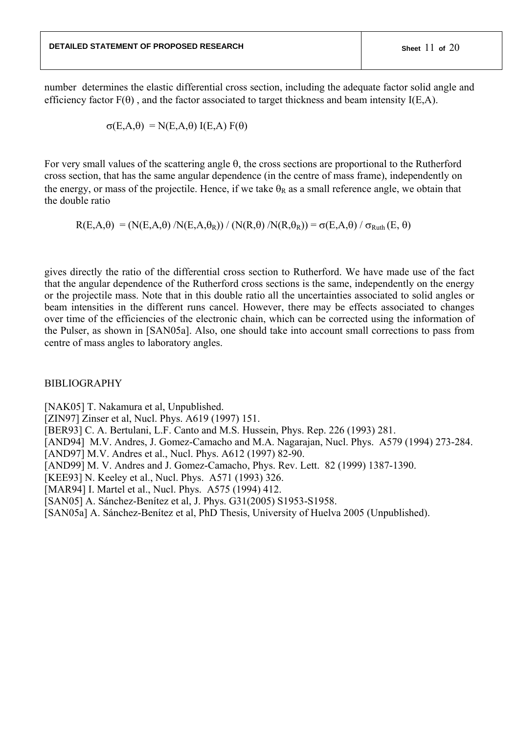number determines the elastic differential cross section, including the adequate factor solid angle and efficiency factor $F(\theta)$ , and the factor associated to target thickness and beam intensity $I(E,A)$.

$$\sigma(E,A,\theta) = N(E,A,\theta)\, I(E,A)\, F(\theta)$$

For very small values of the scattering angle $\theta$, the cross sections are proportional to the Rutherford cross section, that has the same angular dependence (in the centre of mass frame), independently on the energy, or mass of the projectile. Hence, if we take $\theta_R$ as a small reference angle, we obtain that the double ratio

$$R(E,A,\theta) = (N(E,A,\theta) / N(E,A,\theta_R)) / (N(R,\theta) / N(R,\theta_R)) = \sigma(E,A,\theta) / \sigma_{Ruth}(E, \theta)$$

gives directly the ratio of the differential cross section to Rutherford. We have made use of the fact that the angular dependence of the Rutherford cross sections is the same, independently on the energy or the projectile mass. Note that in this double ratio all the uncertainties associated to solid angles or beam intensities in the different runs cancel. However, there may be effects associated to changes over time of the efficiencies of the electronic chain, which can be corrected using the information of the Pulser, as shown in [SAN05a]. Also, one should take into account small corrections to pass from centre of mass angles to laboratory angles.

## BIBLIOGRAPHY

[NAK05] T. Nakamura et al, Unpublished.
[ZIN97] Zinser et al, Nucl. Phys. A619 (1997) 151.
[BER93] C. A. Bertulani, L.F. Canto and M.S. Hussein, Phys. Rep. 226 (1993) 281.
[AND94] M.V. Andres, J. Gomez-Camacho and M.A. Nagarajan, Nucl. Phys. A579 (1994) 273-284.
[AND97] M.V. Andres et al., Nucl. Phys. A612 (1997) 82-90.
[AND99] M. V. Andres and J. Gomez-Camacho, Phys. Rev. Lett. 82 (1999) 1387-1390.
[KEE93] N. Keeley et al., Nucl. Phys. A571 (1993) 326.
[MAR94] I. Martel et al., Nucl. Phys. A575 (1994) 412.
[SAN05] A. Sánchez-Benítez et al, J. Phys. G31(2005) S1953-S1958.
[SAN05a] A. Sánchez-Benítez et al, PhD Thesis, University of Huelva 2005 (Unpublished).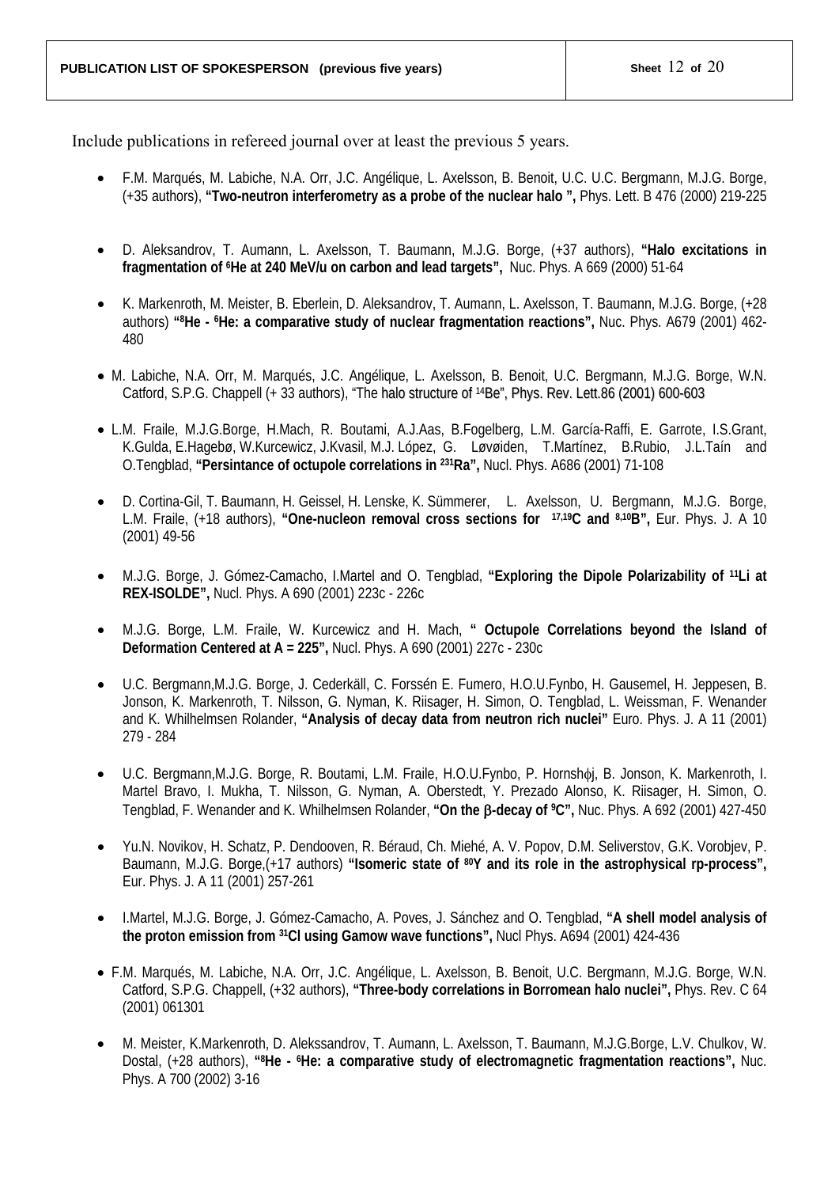**PUBLICATION LIST OF SPOKESPERSON (previous five years)**

Include publications in refereed journal over at least the previous 5 years.

- F.M. Marqués, M. Labiche, N.A. Orr, J.C. Angélique, L. Axelsson, B. Benoit, U.C. U.C. Bergmann, M.J.G. Borge, (+35 authors), **"Two-neutron interferometry as a probe of the nuclear halo ",** Phys. Lett. B 476 (2000) 219-225

- D. Aleksandrov, T. Aumann, L. Axelsson, T. Baumann, M.J.G. Borge, (+37 authors), **"Halo excitations in fragmentation of $^{6}$He at 240 MeV/u on carbon and lead targets",** Nuc. Phys. A 669 (2000) 51-64

- K. Markenroth, M. Meister, B. Eberlein, D. Aleksandrov, T. Aumann, L. Axelsson, T. Baumann, M.J.G. Borge, (+28 authors) **"$^{8}$He - $^{6}$He: a comparative study of nuclear fragmentation reactions",** Nuc. Phys. A679 (2001) 462-480

- M. Labiche, N.A. Orr, M. Marqués, J.C. Angélique, L. Axelsson, B. Benoit, U.C. Bergmann, M.J.G. Borge, W.N. Catford, S.P.G. Chappell (+ 33 authors), "The halo structure of $^{14}$Be", Phys. Rev. Lett.86 (2001) 600-603

- L.M. Fraile, M.J.G.Borge, H.Mach, R. Boutami, A.J.Aas, B.Fogelberg, L.M. García-Raffi, E. Garrote, I.S.Grant, K.Gulda, E.Hagebø, W.Kurcewicz, J.Kvasil, M.J. López, G. Løvøiden, T.Martínez, B.Rubio, J.L.Taín and O.Tengblad, **"Persintance of octupole correlations in $^{231}$Ra",** Nucl. Phys. A686 (2001) 71-108

- D. Cortina-Gil, T. Baumann, H. Geissel, H. Lenske, K. Sümmerer, L. Axelsson, U. Bergmann, M.J.G. Borge, L.M. Fraile, (+18 authors), **"One-nucleon removal cross sections for $^{17,19}$C and $^{8,10}$B",** Eur. Phys. J. A 10 (2001) 49-56

- M.J.G. Borge, J. Gómez-Camacho, I.Martel and O. Tengblad, **"Exploring the Dipole Polarizability of $^{11}$Li at REX-ISOLDE",** Nucl. Phys. A 690 (2001) 223c - 226c

- M.J.G. Borge, L.M. Fraile, W. Kurcewicz and H. Mach, **" Octupole Correlations beyond the Island of Deformation Centered at A = 225",** Nucl. Phys. A 690 (2001) 227c - 230c

- U.C. Bergmann,M.J.G. Borge, J. Cederkäll, C. Forssén E. Fumero, H.O.U.Fynbo, H. Gausemel, H. Jeppesen, B. Jonson, K. Markenroth, T. Nilsson, G. Nyman, K. Riisager, H. Simon, O. Tengblad, L. Weissman, F. Wenander and K. Whilhelmsen Rolander, **"Analysis of decay data from neutron rich nuclei"** Euro. Phys. J. A 11 (2001) 279 - 284

- U.C. Bergmann,M.J.G. Borge, R. Boutami, L.M. Fraile, H.O.U.Fynbo, P. Hornshφj, B. Jonson, K. Markenroth, I. Martel Bravo, I. Mukha, T. Nilsson, G. Nyman, A. Oberstedt, Y. Prezado Alonso, K. Riisager, H. Simon, O. Tengblad, F. Wenander and K. Whilhelmsen Rolander, **"On the $\beta$-decay of $^{9}$C",** Nuc. Phys. A 692 (2001) 427-450

- Yu.N. Novikov, H. Schatz, P. Dendooven, R. Béraud, Ch. Miehé, A. V. Popov, D.M. Seliverstov, G.K. Vorobjev, P. Baumann, M.J.G. Borge,(+17 authors) **"Isomeric state of $^{80}$Y and its role in the astrophysical rp-process",** Eur. Phys. J. A 11 (2001) 257-261

- I.Martel, M.J.G. Borge, J. Gómez-Camacho, A. Poves, J. Sánchez and O. Tengblad, **"A shell model analysis of the proton emission from $^{31}$Cl using Gamow wave functions",** Nucl Phys. A694 (2001) 424-436

- F.M. Marqués, M. Labiche, N.A. Orr, J.C. Angélique, L. Axelsson, B. Benoit, U.C. Bergmann, M.J.G. Borge, W.N. Catford, S.P.G. Chappell, (+32 authors), **"Three-body correlations in Borromean halo nuclei",** Phys. Rev. C 64 (2001) 061301

- M. Meister, K.Markenroth, D. Alekssandrov, T. Aumann, L. Axelsson, T. Baumann, M.J.G.Borge, L.V. Chulkov, W. Dostal, (+28 authors), **"$^{8}$He - $^{6}$He: a comparative study of electromagnetic fragmentation reactions",** Nuc. Phys. A 700 (2002) 3-16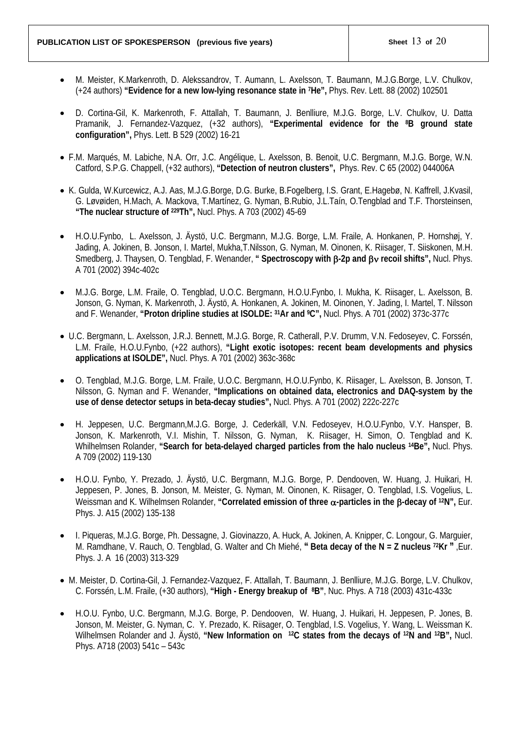**PUBLICATION LIST OF SPOKESPERSON (previous five years)**

- M. Meister, K.Markenroth, D. Alekssandrov, T. Aumann, L. Axelsson, T. Baumann, M.J.G.Borge, L.V. Chulkov, (+24 authors) **"Evidence for a new low-lying resonance state in $^{7}$He",** Phys. Rev. Lett. 88 (2002) 102501

- D. Cortina-Gil, K. Markenroth, F. Attallah, T. Baumann, J. Benlliure, M.J.G. Borge, L.V. Chulkov, U. Datta Pramanik, J. Fernandez-Vazquez, (+32 authors), **"Experimental evidence for the $^{8}$B ground state configuration",** Phys. Lett. B 529 (2002) 16-21

- F.M. Marqués, M. Labiche, N.A. Orr, J.C. Angélique, L. Axelsson, B. Benoit, U.C. Bergmann, M.J.G. Borge, W.N. Catford, S.P.G. Chappell, (+32 authors), **"Detection of neutron clusters",** Phys. Rev. C 65 (2002) 044006A

- K. Gulda, W.Kurcewicz, A.J. Aas, M.J.G.Borge, D.G. Burke, B.Fogelberg, I.S. Grant, E.Hagebø, N. Kaffrell, J.Kvasil, G. Løvøiden, H.Mach, A. Mackova, T.Martínez, G. Nyman, B.Rubio, J.L.Taín, O.Tengblad and T.F. Thorsteinsen, **"The nuclear structure of $^{229}$Th",** Nucl. Phys. A 703 (2002) 45-69

- H.O.U.Fynbo, L. Axelsson, J. Äystö, U.C. Bergmann, M.J.G. Borge, L.M. Fraile, A. Honkanen, P. Hornshøj, Y. Jading, A. Jokinen, B. Jonson, I. Martel, Mukha,T.Nilsson, G. Nyman, M. Oinonen, K. Riisager, T. Siiskonen, M.H. Smedberg, J. Thaysen, O. Tengblad, F. Wenander, **" Spectroscopy with $\beta$-2p and $\beta\nu$ recoil shifts",** Nucl. Phys. A 701 (2002) 394c-402c

- M.J.G. Borge, L.M. Fraile, O. Tengblad, U.O.C. Bergmann, H.O.U.Fynbo, I. Mukha, K. Riisager, L. Axelsson, B. Jonson, G. Nyman, K. Markenroth, J. Äystö, A. Honkanen, A. Jokinen, M. Oinonen, Y. Jading, I. Martel, T. Nilsson and F. Wenander, **"Proton dripline studies at ISOLDE: $^{31}$Ar and $^{9}$C",** Nucl. Phys. A 701 (2002) 373c-377c

- U.C. Bergmann, L. Axelsson, J.R.J. Bennett, M.J.G. Borge, R. Catherall, P.V. Drumm, V.N. Fedoseyev, C. Forssén, L.M. Fraile, H.O.U.Fynbo, (+22 authors), **"Light exotic isotopes: recent beam developments and physics applications at ISOLDE",** Nucl. Phys. A 701 (2002) 363c-368c

- O. Tengblad, M.J.G. Borge, L.M. Fraile, U.O.C. Bergmann, H.O.U.Fynbo, K. Riisager, L. Axelsson, B. Jonson, T. Nilsson, G. Nyman and F. Wenander, **"Implications on obtained data, electronics and DAQ-system by the use of dense detector setups in beta-decay studies",** Nucl. Phys. A 701 (2002) 222c-227c

- H. Jeppesen, U.C. Bergmann,M.J.G. Borge, J. Cederkäll, V.N. Fedoseyev, H.O.U.Fynbo, V.Y. Hansper, B. Jonson, K. Markenroth, V.I. Mishin, T. Nilsson, G. Nyman, K. Riisager, H. Simon, O. Tengblad and K. Whilhelmsen Rolander, **"Search for beta-delayed charged particles from the halo nucleus $^{14}$Be",** Nucl. Phys. A 709 (2002) 119-130

- H.O.U. Fynbo, Y. Prezado, J. Äystö, U.C. Bergmann, M.J.G. Borge, P. Dendooven, W. Huang, J. Huikari, H. Jeppesen, P. Jones, B. Jonson, M. Meister, G. Nyman, M. Oinonen, K. Riisager, O. Tengblad, I.S. Vogelius, L. Weissman and K. Wilhelmsen Rolander, **"Correlated emission of three $\alpha$-particles in the $\beta$-decay of $^{12}$N",** Eur. Phys. J. A15 (2002) 135-138

- I. Piqueras, M.J.G. Borge, Ph. Dessagne, J. Giovinazzo, A. Huck, A. Jokinen, A. Knipper, C. Longour, G. Marguier, M. Ramdhane, V. Rauch, O. Tengblad, G. Walter and Ch Miehé, **" Beta decay of the N = Z nucleus $^{72}$Kr "** ,Eur. Phys. J. A 16 (2003) 313-329

- M. Meister, D. Cortina-Gil, J. Fernandez-Vazquez, F. Attallah, T. Baumann, J. Benlliure, M.J.G. Borge, L.V. Chulkov, C. Forssén, L.M. Fraile, (+30 authors), **"High - Energy breakup of $^{8}$B"**, Nuc. Phys. A 718 (2003) 431c-433c

- H.O.U. Fynbo, U.C. Bergmann, M.J.G. Borge, P. Dendooven, W. Huang, J. Huikari, H. Jeppesen, P. Jones, B. Jonson, M. Meister, G. Nyman, C. Y. Prezado, K. Riisager, O. Tengblad, I.S. Vogelius, Y. Wang, L. Weissman K. Wilhelmsen Rolander and J. Äystö, **"New Information on $^{12}$C states from the decays of $^{12}$N and $^{12}$B",** Nucl. Phys. A718 (2003) 541c – 543c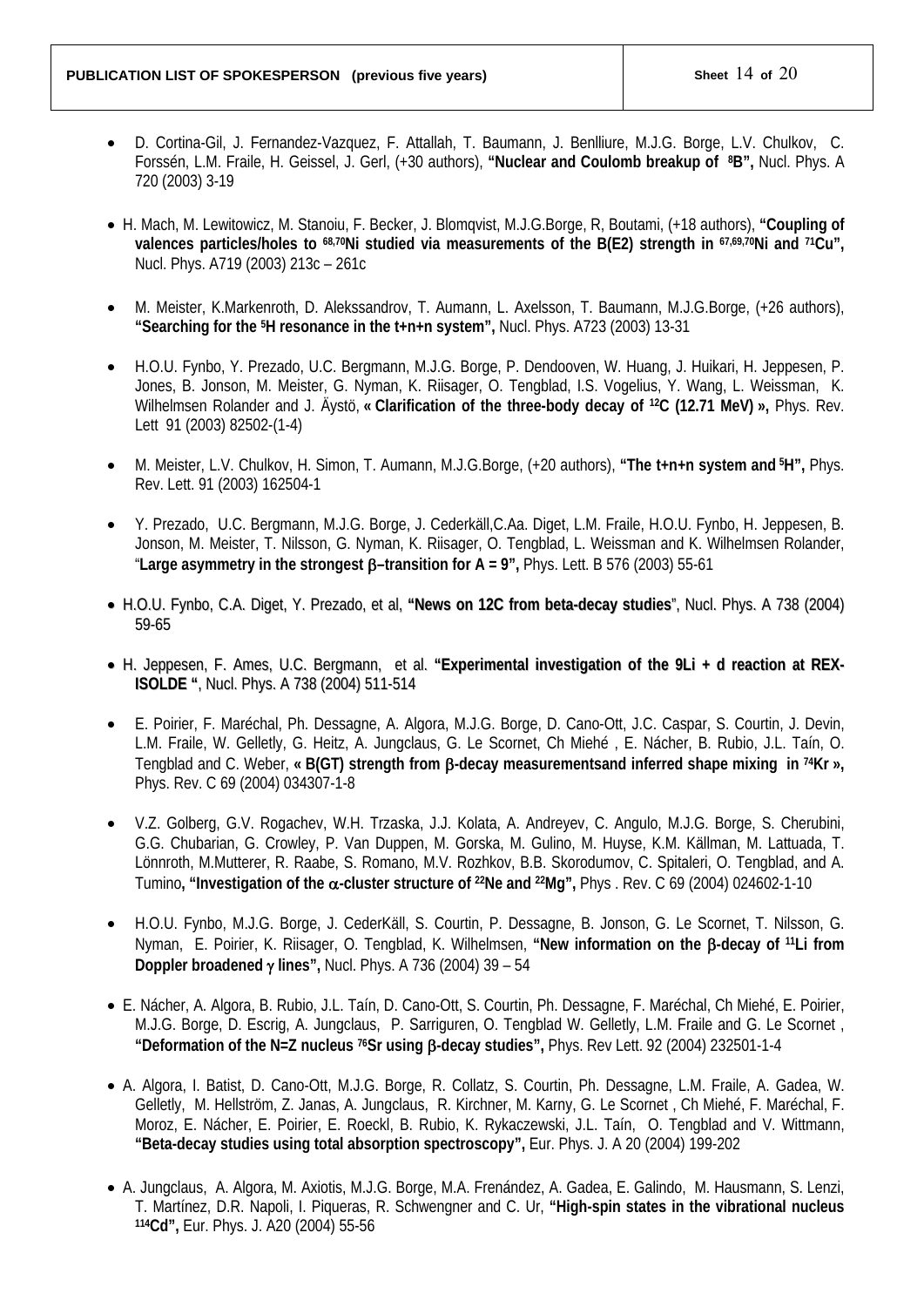- D. Cortina-Gil, J. Fernandez-Vazquez, F. Attallah, T. Baumann, J. Benlliure, M.J.G. Borge, L.V. Chulkov, C. Forssén, L.M. Fraile, H. Geissel, J. Gerl, (+30 authors), **"Nuclear and Coulomb breakup of $^{8}$B",** Nucl. Phys. A 720 (2003) 3-19

- H. Mach, M. Lewitowicz, M. Stanoiu, F. Becker, J. Blomqvist, M.J.G.Borge, R, Boutami, (+18 authors), **"Coupling of valences particles/holes to $^{68,70}$Ni studied via measurements of the B(E2) strength in $^{67,69,70}$Ni and $^{71}$Cu",** Nucl. Phys. A719 (2003) 213c – 261c

- M. Meister, K.Markenroth, D. Alekssandrov, T. Aumann, L. Axelsson, T. Baumann, M.J.G.Borge, (+26 authors), **"Searching for the $^{5}$H resonance in the t+n+n system",** Nucl. Phys. A723 (2003) 13-31

- H.O.U. Fynbo, Y. Prezado, U.C. Bergmann, M.J.G. Borge, P. Dendooven, W. Huang, J. Huikari, H. Jeppesen, P. Jones, B. Jonson, M. Meister, G. Nyman, K. Riisager, O. Tengblad, I.S. Vogelius, Y. Wang, L. Weissman, K. Wilhelmsen Rolander and J. Äystö, **« Clarification of the three-body decay of $^{12}$C (12.71 MeV) »,** Phys. Rev. Lett 91 (2003) 82502-(1-4)

- M. Meister, L.V. Chulkov, H. Simon, T. Aumann, M.J.G.Borge, (+20 authors), **"The t+n+n system and $^{5}$H",** Phys. Rev. Lett. 91 (2003) 162504-1

- Y. Prezado, U.C. Bergmann, M.J.G. Borge, J. Cederkäll,C.Aa. Diget, L.M. Fraile, H.O.U. Fynbo, H. Jeppesen, B. Jonson, M. Meister, T. Nilsson, G. Nyman, K. Riisager, O. Tengblad, L. Weissman and K. Wilhelmsen Rolander, "**Large asymmetry in the strongest $\beta$–transition for A = 9",** Phys. Lett. B 576 (2003) 55-61

- H.O.U. Fynbo, C.A. Diget, Y. Prezado, et al, **"News on 12C from beta-decay studies**", Nucl. Phys. A 738 (2004) 59-65

- H. Jeppesen, F. Ames, U.C. Bergmann, et al. **"Experimental investigation of the 9Li + d reaction at REX-ISOLDE "**, Nucl. Phys. A 738 (2004) 511-514

- E. Poirier, F. Maréchal, Ph. Dessagne, A. Algora, M.J.G. Borge, D. Cano-Ott, J.C. Caspar, S. Courtin, J. Devin, L.M. Fraile, W. Gelletly, G. Heitz, A. Jungclaus, G. Le Scornet, Ch Miehé , E. Nácher, B. Rubio, J.L. Taín, O. Tengblad and C. Weber, **« B(GT) strength from $\beta$-decay measurementsand inferred shape mixing in $^{74}$Kr »,** Phys. Rev. C 69 (2004) 034307-1-8

- V.Z. Golberg, G.V. Rogachev, W.H. Trzaska, J.J. Kolata, A. Andreyev, C. Angulo, M.J.G. Borge, S. Cherubini, G.G. Chubarian, G. Crowley, P. Van Duppen, M. Gorska, M. Gulino, M. Huyse, K.M. Källman, M. Lattuada, T. Lönnroth, M.Mutterer, R. Raabe, S. Romano, M.V. Rozhkov, B.B. Skorodumov, C. Spitaleri, O. Tengblad, and A. Tumino**, "Investigation of the $\alpha$-cluster structure of $^{22}$Ne and $^{22}$Mg",** Phys . Rev. C 69 (2004) 024602-1-10

- H.O.U. Fynbo, M.J.G. Borge, J. CederKäll, S. Courtin, P. Dessagne, B. Jonson, G. Le Scornet, T. Nilsson, G. Nyman, E. Poirier, K. Riisager, O. Tengblad, K. Wilhelmsen, **"New information on the $\beta$-decay of $^{11}$Li from Doppler broadened $\gamma$ lines",** Nucl. Phys. A 736 (2004) 39 – 54

- E. Nácher, A. Algora, B. Rubio, J.L. Taín, D. Cano-Ott, S. Courtin, Ph. Dessagne, F. Maréchal, Ch Miehé, E. Poirier, M.J.G. Borge, D. Escrig, A. Jungclaus, P. Sarriguren, O. Tengblad W. Gelletly, L.M. Fraile and G. Le Scornet , **"Deformation of the N=Z nucleus $^{76}$Sr using $\beta$-decay studies",** Phys. Rev Lett. 92 (2004) 232501-1-4

- A. Algora, I. Batist, D. Cano-Ott, M.J.G. Borge, R. Collatz, S. Courtin, Ph. Dessagne, L.M. Fraile, A. Gadea, W. Gelletly, M. Hellström, Z. Janas, A. Jungclaus, R. Kirchner, M. Karny, G. Le Scornet , Ch Miehé, F. Maréchal, F. Moroz, E. Nácher, E. Poirier, E. Roeckl, B. Rubio, K. Rykaczewski, J.L. Taín, O. Tengblad and V. Wittmann, **"Beta-decay studies using total absorption spectroscopy",** Eur. Phys. J. A 20 (2004) 199-202

- A. Jungclaus, A. Algora, M. Axiotis, M.J.G. Borge, M.A. Frenández, A. Gadea, E. Galindo, M. Hausmann, S. Lenzi, T. Martínez, D.R. Napoli, I. Piqueras, R. Schwengner and C. Ur, **"High-spin states in the vibrational nucleus $^{114}$Cd",** Eur. Phys. J. A20 (2004) 55-56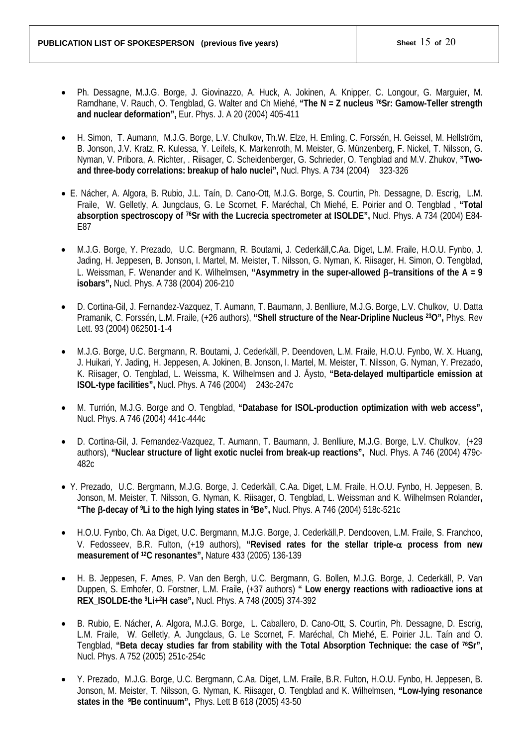- Ph. Dessagne, M.J.G. Borge, J. Giovinazzo, A. Huck, A. Jokinen, A. Knipper, C. Longour, G. Marguier, M. Ramdhane, V. Rauch, O. Tengblad, G. Walter and Ch Miehé, **"The N = Z nucleus $^{76}$Sr: Gamow-Teller strength and nuclear deformation",** Eur. Phys. J. A 20 (2004) 405-411

- H. Simon, T. Aumann, M.J.G. Borge, L.V. Chulkov, Th.W. Elze, H. Emling, C. Forssén, H. Geissel, M. Hellström, B. Jonson, J.V. Kratz, R. Kulessa, Y. Leifels, K. Markenroth, M. Meister, G. Münzenberg, F. Nickel, T. Nilsson, G. Nyman, V. Pribora, A. Richter, . Riisager, C. Scheidenberger, G. Schrieder, O. Tengblad and M.V. Zhukov, **"Two- and three-body correlations: breakup of halo nuclei",** Nucl. Phys. A 734 (2004) 323-326

- E. Nácher, A. Algora, B. Rubio, J.L. Taín, D. Cano-Ott, M.J.G. Borge, S. Courtin, Ph. Dessagne, D. Escrig, L.M. Fraile, W. Gelletly, A. Jungclaus, G. Le Scornet, F. Maréchal, Ch Miehé, E. Poirier and O. Tengblad , **"Total absorption spectroscopy of $^{76}$Sr with the Lucrecia spectrometer at ISOLDE",** Nucl. Phys. A 734 (2004) E84-E87

- M.J.G. Borge, Y. Prezado, U.C. Bergmann, R. Boutami, J. Cederkäll,C.Aa. Diget, L.M. Fraile, H.O.U. Fynbo, J. Jading, H. Jeppesen, B. Jonson, I. Martel, M. Meister, T. Nilsson, G. Nyman, K. Riisager, H. Simon, O. Tengblad, L. Weissman, F. Wenander and K. Wilhelmsen, **"Asymmetry in the super-allowed $\beta$–transitions of the A = 9 isobars",** Nucl. Phys. A 738 (2004) 206-210

- D. Cortina-Gil, J. Fernandez-Vazquez, T. Aumann, T. Baumann, J. Benlliure, M.J.G. Borge, L.V. Chulkov, U. Datta Pramanik, C. Forssén, L.M. Fraile, (+26 authors), **"Shell structure of the Near-Dripline Nucleus $^{23}$O",** Phys. Rev Lett. 93 (2004) 062501-1-4

- M.J.G. Borge, U.C. Bergmann, R. Boutami, J. Cederkäll, P. Deendoven, L.M. Fraile, H.O.U. Fynbo, W. X. Huang, J. Huikari, Y. Jading, H. Jeppesen, A. Jokinen, B. Jonson, I. Martel, M. Meister, T. Nilsson, G. Nyman, Y. Prezado, K. Riisager, O. Tengblad, L. Weissma, K. Wilhelmsen and J. Äysto, **"Beta-delayed multiparticle emission at ISOL-type facilities",** Nucl. Phys. A 746 (2004) 243c-247c

- M. Turrión, M.J.G. Borge and O. Tengblad, **"Database for ISOL-production optimization with web access",** Nucl. Phys. A 746 (2004) 441c-444c

- D. Cortina-Gil, J. Fernandez-Vazquez, T. Aumann, T. Baumann, J. Benlliure, M.J.G. Borge, L.V. Chulkov, (+29 authors), **"Nuclear structure of light exotic nuclei from break-up reactions",** Nucl. Phys. A 746 (2004) 479c-482c

- Y. Prezado, U.C. Bergmann, M.J.G. Borge, J. Cederkäll, C.Aa. Diget, L.M. Fraile, H.O.U. Fynbo, H. Jeppesen, B. Jonson, M. Meister, T. Nilsson, G. Nyman, K. Riisager, O. Tengblad, L. Weissman and K. Wilhelmsen Rolander**, "The $\beta$-decay of $^{9}$Li to the high lying states in $^{9}$Be",** Nucl. Phys. A 746 (2004) 518c-521c

- H.O.U. Fynbo, Ch. Aa Diget, U.C. Bergmann, M.J.G. Borge, J. Cederkäll,P. Dendooven, L.M. Fraile, S. Franchoo, V. Fedosseev, B.R. Fulton, (+19 authors), **"Revised rates for the stellar triple-$\alpha$ process from new measurement of $^{12}$C resonantes",** Nature 433 (2005) 136-139

- H. B. Jeppesen, F. Ames, P. Van den Bergh, U.C. Bergmann, G. Bollen, M.J.G. Borge, J. Cederkäll, P. Van Duppen, S. Emhofer, O. Forstner, L.M. Fraile, (+37 authors) **" Low energy reactions with radioactive ions at REX_ISOLDE-the $^{9}$Li+$^{2}$H case",** Nucl. Phys. A 748 (2005) 374-392

- B. Rubio, E. Nácher, A. Algora, M.J.G. Borge, L. Caballero, D. Cano-Ott, S. Courtin, Ph. Dessagne, D. Escrig, L.M. Fraile, W. Gelletly, A. Jungclaus, G. Le Scornet, F. Maréchal, Ch Miehé, E. Poirier J.L. Taín and O. Tengblad, **"Beta decay studies far from stability with the Total Absorption Technique: the case of $^{76}$Sr",** Nucl. Phys. A 752 (2005) 251c-254c

- Y. Prezado, M.J.G. Borge, U.C. Bergmann, C.Aa. Diget, L.M. Fraile, B.R. Fulton, H.O.U. Fynbo, H. Jeppesen, B. Jonson, M. Meister, T. Nilsson, G. Nyman, K. Riisager, O. Tengblad and K. Wilhelmsen, **"Low-lying resonance states in the $^{9}$Be continuum",** Phys. Lett B 618 (2005) 43-50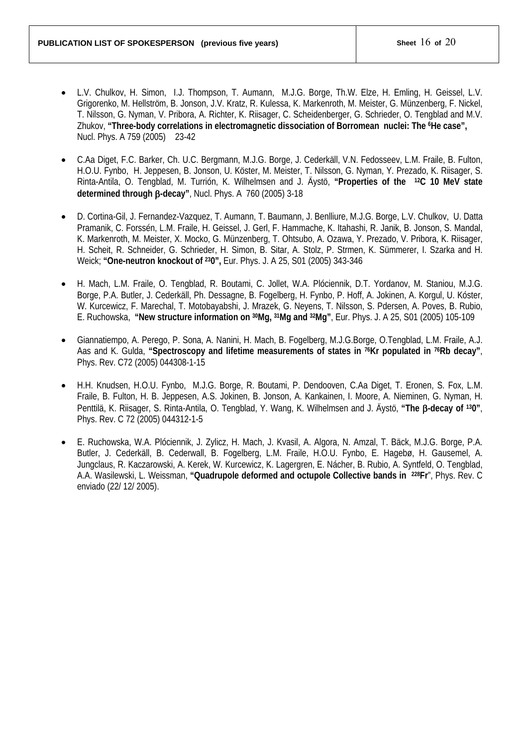- L.V. Chulkov, H. Simon, I.J. Thompson, T. Aumann, M.J.G. Borge, Th.W. Elze, H. Emling, H. Geissel, L.V. Grigorenko, M. Hellström, B. Jonson, J.V. Kratz, R. Kulessa, K. Markenroth, M. Meister, G. Münzenberg, F. Nickel, T. Nilsson, G. Nyman, V. Pribora, A. Richter, K. Riisager, C. Scheidenberger, G. Schrieder, O. Tengblad and M.V. Zhukov, **"Three-body correlations in electromagnetic dissociation of Borromean nuclei: The $^{6}$He case",** Nucl. Phys. A 759 (2005) 23-42

- C.Aa Diget, F.C. Barker, Ch. U.C. Bergmann, M.J.G. Borge, J. Cederkäll, V.N. Fedosseev, L.M. Fraile, B. Fulton, H.O.U. Fynbo, H. Jeppesen, B. Jonson, U. Köster, M. Meister, T. Nilsson, G. Nyman, Y. Prezado, K. Riisager, S. Rinta-Antila, O. Tengblad, M. Turrión, K. Wilhelmsen and J. Äystö, **"Properties of the $^{12}$C 10 MeV state determined through $\beta$-decay"**, Nucl. Phys. A 760 (2005) 3-18

- D. Cortina-Gil, J. Fernandez-Vazquez, T. Aumann, T. Baumann, J. Benlliure, M.J.G. Borge, L.V. Chulkov, U. Datta Pramanik, C. Forssén, L.M. Fraile, H. Geissel, J. Gerl, F. Hammache, K. Itahashi, R. Janik, B. Jonson, S. Mandal, K. Markenroth, M. Meister, X. Mocko, G. Münzenberg, T. Ohtsubo, A. Ozawa, Y. Prezado, V. Pribora, K. Riisager, H. Scheit, R. Schneider, G. Schrieder, H. Simon, B. Sitar, A. Stolz, P. Strmen, K. Sümmerer, I. Szarka and H. Weick; **"One-neutron knockout of $^{23}$0",** Eur. Phys. J. A 25, S01 (2005) 343-346

- H. Mach, L.M. Fraile, O. Tengblad, R. Boutami, C. Jollet, W.A. Plóciennik, D.T. Yordanov, M. Staniou, M.J.G. Borge, P.A. Butler, J. Cederkäll, Ph. Dessagne, B. Fogelberg, H. Fynbo, P. Hoff, A. Jokinen, A. Korgul, U. Kóster, W. Kurcewicz, F. Marechal, T. Motobayabshi, J. Mrazek, G. Neyens, T. Nilsson, S. Pdersen, A. Poves, B. Rubio, E. Ruchowska, **"New structure information on $^{30}$Mg, $^{31}$Mg and $^{32}$Mg"**, Eur. Phys. J. A 25, S01 (2005) 105-109

- Giannatiempo, A. Perego, P. Sona, A. Nanini, H. Mach, B. Fogelberg, M.J.G.Borge, O.Tengblad, L.M. Fraile, A.J. Aas and K. Gulda, **"Spectroscopy and lifetime measurements of states in $^{76}$Kr populated in $^{76}$Rb decay"**, Phys. Rev. C72 (2005) 044308-1-15

- H.H. Knudsen, H.O.U. Fynbo, M.J.G. Borge, R. Boutami, P. Dendooven, C.Aa Diget, T. Eronen, S. Fox, L.M. Fraile, B. Fulton, H. B. Jeppesen, A.S. Jokinen, B. Jonson, A. Kankainen, I. Moore, A. Nieminen, G. Nyman, H. Penttilä, K. Riisager, S. Rinta-Antila, O. Tengblad, Y. Wang, K. Wilhelmsen and J. Äystö, **"The $\beta$-decay of $^{13}$0"**, Phys. Rev. C 72 (2005) 044312-1-5

- E. Ruchowska, W.A. Plóciennik, J. Zylicz, H. Mach, J. Kvasil, A. Algora, N. Amzal, T. Bäck, M.J.G. Borge, P.A. Butler, J. Cederkäll, B. Cederwall, B. Fogelberg, L.M. Fraile, H.O.U. Fynbo, E. Hagebø, H. Gausemel, A. Jungclaus, R. Kaczarowski, A. Kerek, W. Kurcewicz, K. Lagergren, E. Nácher, B. Rubio, A. Syntfeld, O. Tengblad, A.A. Wasilewski, L. Weissman, **"Quadrupole deformed and octupole Collective bands in $^{228}$Fr"**, Phys. Rev. C enviado (22/ 12/ 2005).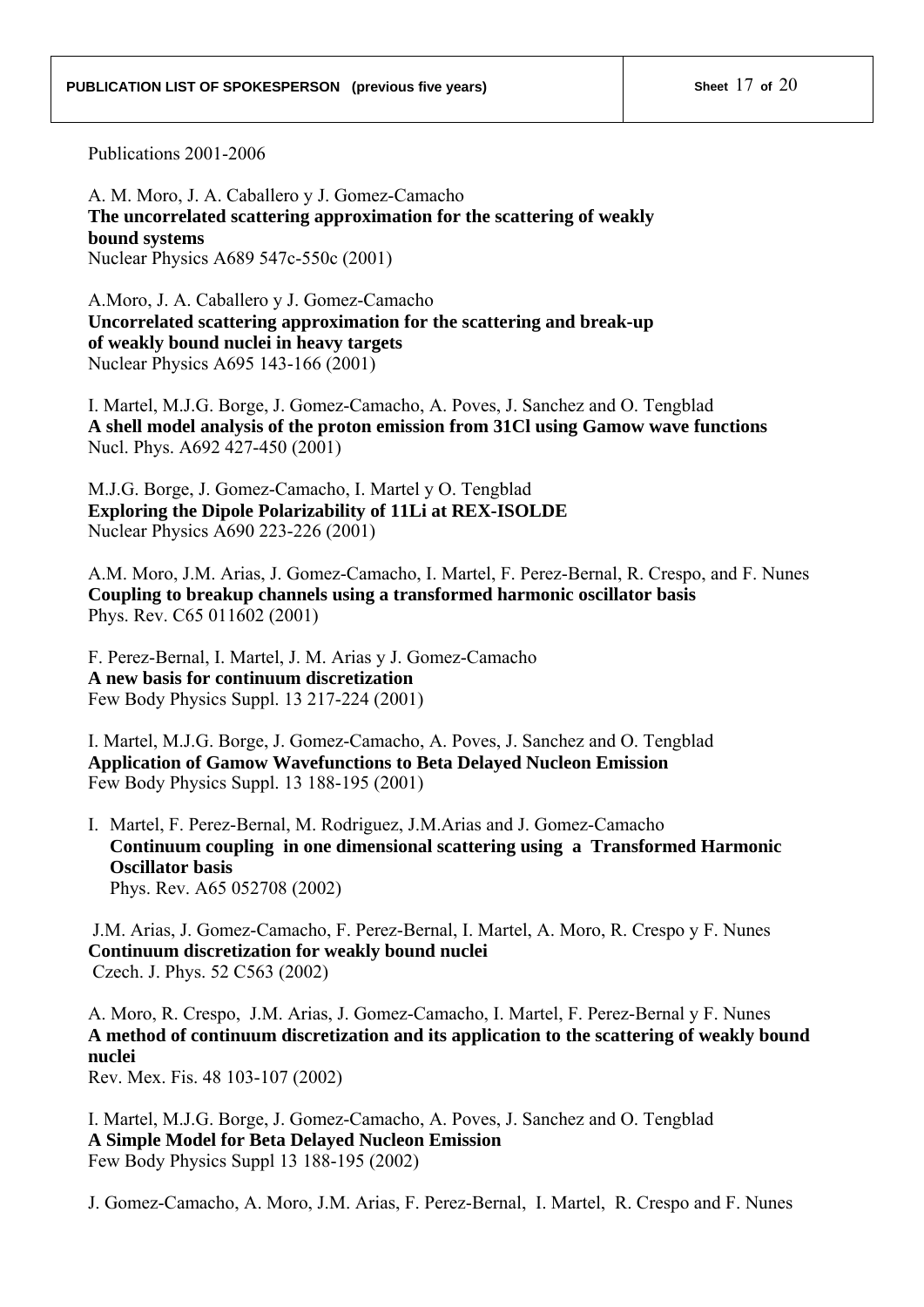**PUBLICATION LIST OF SPOKESPERSON (previous five years)**

Publications 2001-2006

A. M. Moro, J. A. Caballero y J. Gomez-Camacho
**The uncorrelated scattering approximation for the scattering of weakly bound systems**
Nuclear Physics A689 547c-550c (2001)

A.Moro, J. A. Caballero y J. Gomez-Camacho
**Uncorrelated scattering approximation for the scattering and break-up of weakly bound nuclei in heavy targets**
Nuclear Physics A695 143-166 (2001)

I. Martel, M.J.G. Borge, J. Gomez-Camacho, A. Poves, J. Sanchez and O. Tengblad
**A shell model analysis of the proton emission from 31Cl using Gamow wave functions**
Nucl. Phys. A692 427-450 (2001)

M.J.G. Borge, J. Gomez-Camacho, I. Martel y O. Tengblad
**Exploring the Dipole Polarizability of 11Li at REX-ISOLDE**
Nuclear Physics A690 223-226 (2001)

A.M. Moro, J.M. Arias, J. Gomez-Camacho, I. Martel, F. Perez-Bernal, R. Crespo, and F. Nunes
**Coupling to breakup channels using a transformed harmonic oscillator basis**
Phys. Rev. C65 011602 (2001)

F. Perez-Bernal, I. Martel, J. M. Arias y J. Gomez-Camacho
**A new basis for continuum discretization**
Few Body Physics Suppl. 13 217-224 (2001)

I. Martel, M.J.G. Borge, J. Gomez-Camacho, A. Poves, J. Sanchez and O. Tengblad
**Application of Gamow Wavefunctions to Beta Delayed Nucleon Emission**
Few Body Physics Suppl. 13 188-195 (2001)

I. Martel, F. Perez-Bernal, M. Rodriguez, J.M.Arias and J. Gomez-Camacho
**Continuum coupling in one dimensional scattering using a Transformed Harmonic Oscillator basis**
Phys. Rev. A65 052708 (2002)

J.M. Arias, J. Gomez-Camacho, F. Perez-Bernal, I. Martel, A. Moro, R. Crespo y F. Nunes
**Continuum discretization for weakly bound nuclei**
Czech. J. Phys. 52 C563 (2002)

A. Moro, R. Crespo, J.M. Arias, J. Gomez-Camacho, I. Martel, F. Perez-Bernal y F. Nunes
**A method of continuum discretization and its application to the scattering of weakly bound nuclei**
Rev. Mex. Fis. 48 103-107 (2002)

I. Martel, M.J.G. Borge, J. Gomez-Camacho, A. Poves, J. Sanchez and O. Tengblad
**A Simple Model for Beta Delayed Nucleon Emission**
Few Body Physics Suppl 13 188-195 (2002)

J. Gomez-Camacho, A. Moro, J.M. Arias, F. Perez-Bernal, I. Martel, R. Crespo and F. Nunes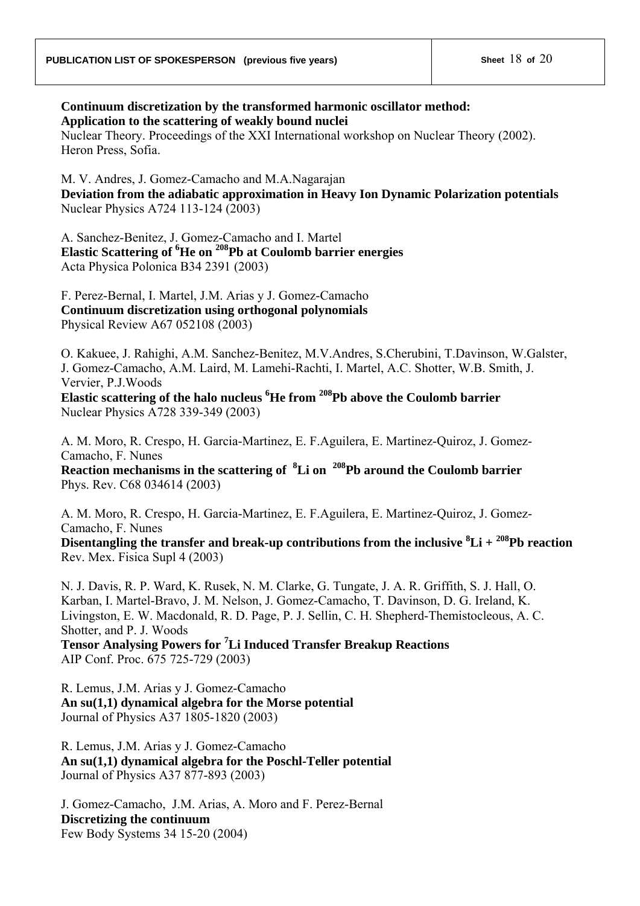**Continuum discretization by the transformed harmonic oscillator method: Application to the scattering of weakly bound nuclei**
Nuclear Theory. Proceedings of the XXI International workshop on Nuclear Theory (2002). Heron Press, Sofia.

M. V. Andres, J. Gomez-Camacho and M.A.Nagarajan
**Deviation from the adiabatic approximation in Heavy Ion Dynamic Polarization potentials**
Nuclear Physics A724 113-124 (2003)

A. Sanchez-Benitez, J. Gomez-Camacho and I. Martel
**Elastic Scattering of $^{6}$He on $^{208}$Pb at Coulomb barrier energies**
Acta Physica Polonica B34 2391 (2003)

F. Perez-Bernal, I. Martel, J.M. Arias y J. Gomez-Camacho
**Continuum discretization using orthogonal polynomials**
Physical Review A67 052108 (2003)

O. Kakuee, J. Rahighi, A.M. Sanchez-Benitez, M.V.Andres, S.Cherubini, T.Davinson, W.Galster, J. Gomez-Camacho, A.M. Laird, M. Lamehi-Rachti, I. Martel, A.C. Shotter, W.B. Smith, J. Vervier, P.J.Woods
**Elastic scattering of the halo nucleus $^{6}$He from $^{208}$Pb above the Coulomb barrier**
Nuclear Physics A728 339-349 (2003)

A. M. Moro, R. Crespo, H. Garcia-Martinez, E. F.Aguilera, E. Martinez-Quiroz, J. Gomez-Camacho, F. Nunes
**Reaction mechanisms in the scattering of $^{8}$Li on $^{208}$Pb around the Coulomb barrier**
Phys. Rev. C68 034614 (2003)

A. M. Moro, R. Crespo, H. Garcia-Martinez, E. F.Aguilera, E. Martinez-Quiroz, J. Gomez-Camacho, F. Nunes
**Disentangling the transfer and break-up contributions from the inclusive $^{8}$Li + $^{208}$Pb reaction**
Rev. Mex. Fisica Supl 4 (2003)

N. J. Davis, R. P. Ward, K. Rusek, N. M. Clarke, G. Tungate, J. A. R. Griffith, S. J. Hall, O. Karban, I. Martel-Bravo, J. M. Nelson, J. Gomez-Camacho, T. Davinson, D. G. Ireland, K. Livingston, E. W. Macdonald, R. D. Page, P. J. Sellin, C. H. Shepherd-Themistocleous, A. C. Shotter, and P. J. Woods
**Tensor Analysing Powers for $^{7}$Li Induced Transfer Breakup Reactions**
AIP Conf. Proc. 675 725-729 (2003)

R. Lemus, J.M. Arias y J. Gomez-Camacho
**An su(1,1) dynamical algebra for the Morse potential**
Journal of Physics A37 1805-1820 (2003)

R. Lemus, J.M. Arias y J. Gomez-Camacho
**An su(1,1) dynamical algebra for the Poschl-Teller potential**
Journal of Physics A37 877-893 (2003)

J. Gomez-Camacho, J.M. Arias, A. Moro and F. Perez-Bernal
**Discretizing the continuum**
Few Body Systems 34 15-20 (2004)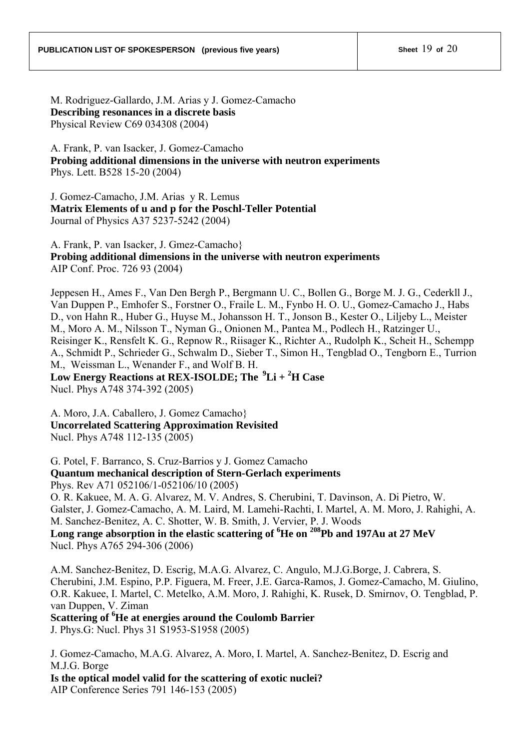M. Rodriguez-Gallardo, J.M. Arias y J. Gomez-Camacho
**Describing resonances in a discrete basis**
Physical Review C69 034308 (2004)

A. Frank, P. van Isacker, J. Gomez-Camacho
**Probing additional dimensions in the universe with neutron experiments**
Phys. Lett. B528 15-20 (2004)

J. Gomez-Camacho, J.M. Arias y R. Lemus
**Matrix Elements of u and p for the Poschl-Teller Potential**
Journal of Physics A37 5237-5242 (2004)

A. Frank, P. van Isacker, J. Gmez-Camacho}
**Probing additional dimensions in the universe with neutron experiments**
AIP Conf. Proc. 726 93 (2004)

Jeppesen H., Ames F., Van Den Bergh P., Bergmann U. C., Bollen G., Borge M. J. G., Cederkll J., Van Duppen P., Emhofer S., Forstner O., Fraile L. M., Fynbo H. O. U., Gomez-Camacho J., Habs D., von Hahn R., Huber G., Huyse M., Johansson H. T., Jonson B., Kester O., Liljeby L., Meister M., Moro A. M., Nilsson T., Nyman G., Onionen M., Pantea M., Podlech H., Ratzinger U., Reisinger K., Rensfelt K. G., Repnow R., Riisager K., Richter A., Rudolph K., Scheit H., Schempp A., Schmidt P., Schrieder G., Schwalm D., Sieber T., Simon H., Tengblad O., Tengborn E., Turrion M., Weissman L., Wenander F., and Wolf B. H.
**Low Energy Reactions at REX-ISOLDE; The $^{9}$Li + $^{2}$H Case**
Nucl. Phys A748 374-392 (2005)

A. Moro, J.A. Caballero, J. Gomez Camacho}
**Uncorrelated Scattering Approximation Revisited**
Nucl. Phys A748 112-135 (2005)

G. Potel, F. Barranco, S. Cruz-Barrios y J. Gomez Camacho
**Quantum mechanical description of Stern-Gerlach experiments**
Phys. Rev A71 052106/1-052106/10 (2005)

O. R. Kakuee, M. A. G. Alvarez, M. V. Andres, S. Cherubini, T. Davinson, A. Di Pietro, W. Galster, J. Gomez-Camacho, A. M. Laird, M. Lamehi-Rachti, I. Martel, A. M. Moro, J. Rahighi, A. M. Sanchez-Benitez, A. C. Shotter, W. B. Smith, J. Vervier, P. J. Woods
**Long range absorption in the elastic scattering of $^{6}$He on $^{208}$Pb and 197Au at 27 MeV**
Nucl. Phys A765 294-306 (2006)

A.M. Sanchez-Benitez, D. Escrig, M.A.G. Alvarez, C. Angulo, M.J.G.Borge, J. Cabrera, S. Cherubini, J.M. Espino, P.P. Figuera, M. Freer, J.E. Garca-Ramos, J. Gomez-Camacho, M. Giulino, O.R. Kakuee, I. Martel, C. Metelko, A.M. Moro, J. Rahighi, K. Rusek, D. Smirnov, O. Tengblad, P. van Duppen, V. Ziman
**Scattering of $^{6}$He at energies around the Coulomb Barrier**
J. Phys.G: Nucl. Phys 31 S1953-S1958 (2005)

J. Gomez-Camacho, M.A.G. Alvarez, A. Moro, I. Martel, A. Sanchez-Benitez, D. Escrig and M.J.G. Borge
**Is the optical model valid for the scattering of exotic nuclei?**
AIP Conference Series 791 146-153 (2005)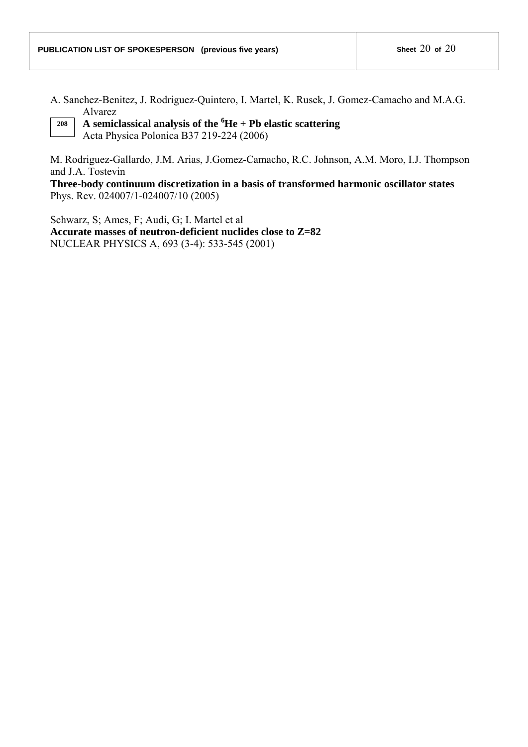A. Sanchez-Benitez, J. Rodriguez-Quintero, I. Martel, K. Rusek, J. Gomez-Camacho and M.A.G. Alvarez
**A semiclassical analysis of the $^{6}$He + $^{208}$Pb elastic scattering**
Acta Physica Polonica B37 219-224 (2006)

M. Rodriguez-Gallardo, J.M. Arias, J.Gomez-Camacho, R.C. Johnson, A.M. Moro, I.J. Thompson and J.A. Tostevin
**Three-body continuum discretization in a basis of transformed harmonic oscillator states**
Phys. Rev. 024007/1-024007/10 (2005)

Schwarz, S; Ames, F; Audi, G; I. Martel et al
**Accurate masses of neutron-deficient nuclides close to Z=82**
NUCLEAR PHYSICS A, 693 (3-4): 533-545 (2001)